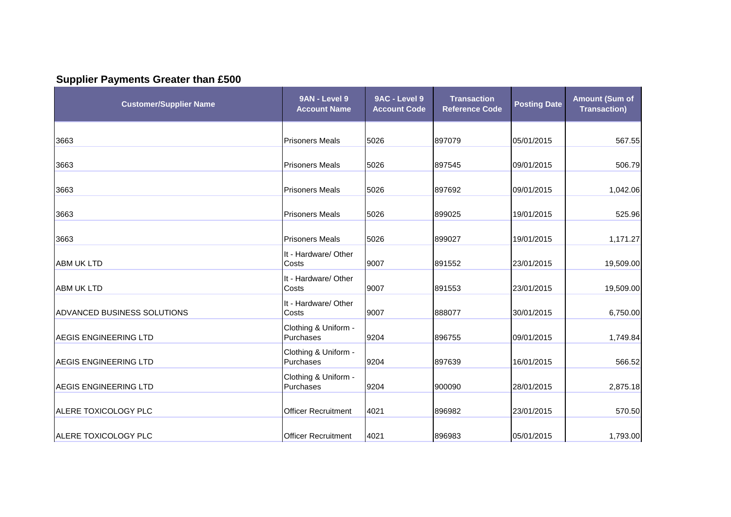## Supplier Payments Greater than £500

| Customer/Supplier Name | 9AN - Level 9 Account Name | 9AC - Level 9 Account Code | Transaction Reference Code | Posting Date | Amount (Sum of Transaction) |
|---|---|---|---|---|---|
| 3663 | Prisoners Meals | 5026 | 897079 | 05/01/2015 | 567.55 |
| 3663 | Prisoners Meals | 5026 | 897545 | 09/01/2015 | 506.79 |
| 3663 | Prisoners Meals | 5026 | 897692 | 09/01/2015 | 1,042.06 |
| 3663 | Prisoners Meals | 5026 | 899025 | 19/01/2015 | 525.96 |
| 3663 | Prisoners Meals | 5026 | 899027 | 19/01/2015 | 1,171.27 |
| ABM UK LTD | It - Hardware/ Other Costs | 9007 | 891552 | 23/01/2015 | 19,509.00 |
| ABM UK LTD | It - Hardware/ Other Costs | 9007 | 891553 | 23/01/2015 | 19,509.00 |
| ADVANCED BUSINESS SOLUTIONS | It - Hardware/ Other Costs | 9007 | 888077 | 30/01/2015 | 6,750.00 |
| AEGIS ENGINEERING LTD | Clothing & Uniform - Purchases | 9204 | 896755 | 09/01/2015 | 1,749.84 |
| AEGIS ENGINEERING LTD | Clothing & Uniform - Purchases | 9204 | 897639 | 16/01/2015 | 566.52 |
| AEGIS ENGINEERING LTD | Clothing & Uniform - Purchases | 9204 | 900090 | 28/01/2015 | 2,875.18 |
| ALERE TOXICOLOGY PLC | Officer Recruitment | 4021 | 896982 | 23/01/2015 | 570.50 |
| ALERE TOXICOLOGY PLC | Officer Recruitment | 4021 | 896983 | 05/01/2015 | 1,793.00 |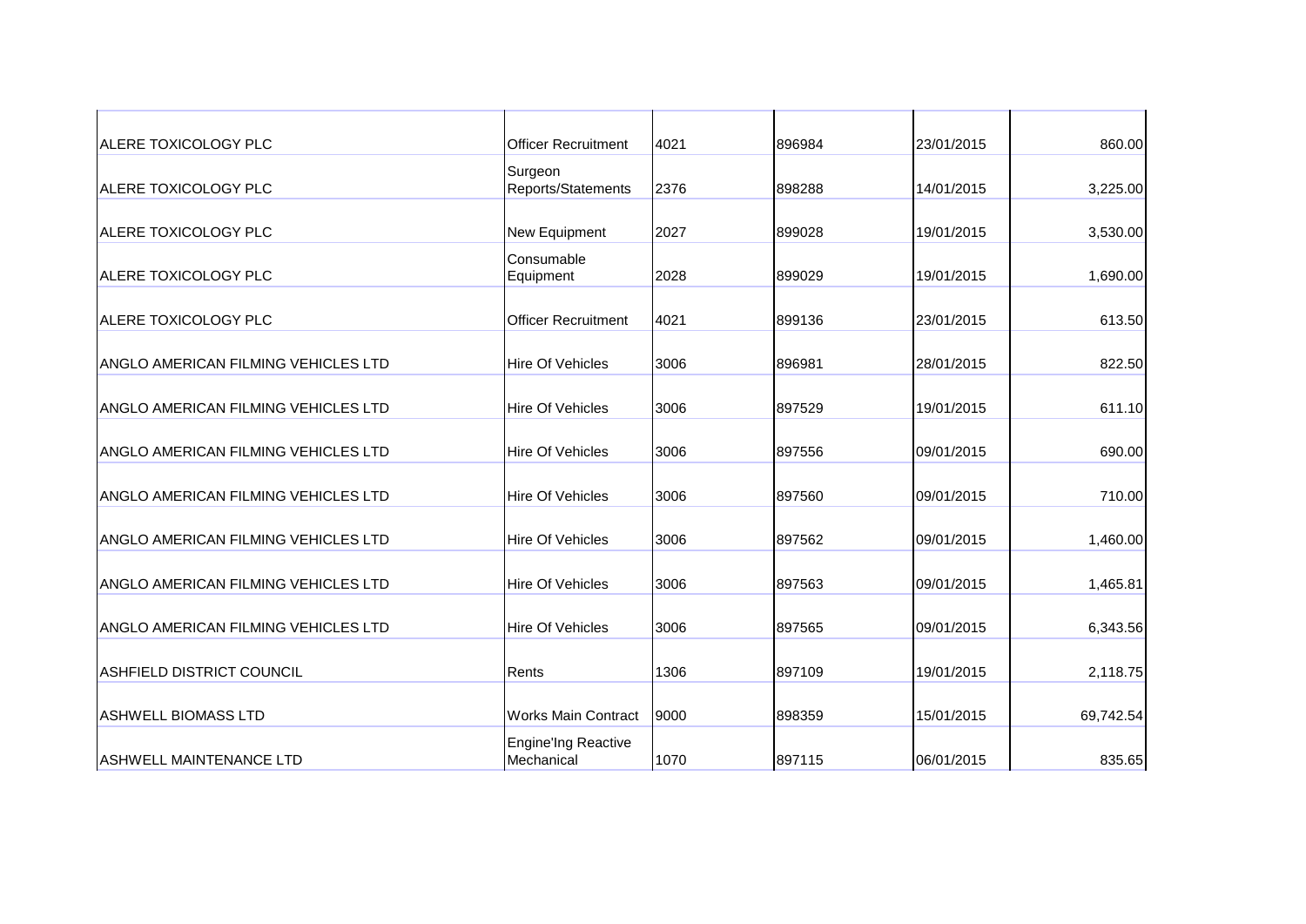| | | | | | |
|---|---|---|---|---|---|
| ALERE TOXICOLOGY PLC | Officer Recruitment | 4021 | 896984 | 23/01/2015 | 860.00 |
| ALERE TOXICOLOGY PLC | Surgeon Reports/Statements | 2376 | 898288 | 14/01/2015 | 3,225.00 |
| ALERE TOXICOLOGY PLC | New Equipment | 2027 | 899028 | 19/01/2015 | 3,530.00 |
| ALERE TOXICOLOGY PLC | Consumable Equipment | 2028 | 899029 | 19/01/2015 | 1,690.00 |
| ALERE TOXICOLOGY PLC | Officer Recruitment | 4021 | 899136 | 23/01/2015 | 613.50 |
| ANGLO AMERICAN FILMING VEHICLES LTD | Hire Of Vehicles | 3006 | 896981 | 28/01/2015 | 822.50 |
| ANGLO AMERICAN FILMING VEHICLES LTD | Hire Of Vehicles | 3006 | 897529 | 19/01/2015 | 611.10 |
| ANGLO AMERICAN FILMING VEHICLES LTD | Hire Of Vehicles | 3006 | 897556 | 09/01/2015 | 690.00 |
| ANGLO AMERICAN FILMING VEHICLES LTD | Hire Of Vehicles | 3006 | 897560 | 09/01/2015 | 710.00 |
| ANGLO AMERICAN FILMING VEHICLES LTD | Hire Of Vehicles | 3006 | 897562 | 09/01/2015 | 1,460.00 |
| ANGLO AMERICAN FILMING VEHICLES LTD | Hire Of Vehicles | 3006 | 897563 | 09/01/2015 | 1,465.81 |
| ANGLO AMERICAN FILMING VEHICLES LTD | Hire Of Vehicles | 3006 | 897565 | 09/01/2015 | 6,343.56 |
| ASHFIELD DISTRICT COUNCIL | Rents | 1306 | 897109 | 19/01/2015 | 2,118.75 |
| ASHWELL BIOMASS LTD | Works Main Contract | 9000 | 898359 | 15/01/2015 | 69,742.54 |
| ASHWELL MAINTENANCE LTD | Engine'Ing Reactive Mechanical | 1070 | 897115 | 06/01/2015 | 835.65 |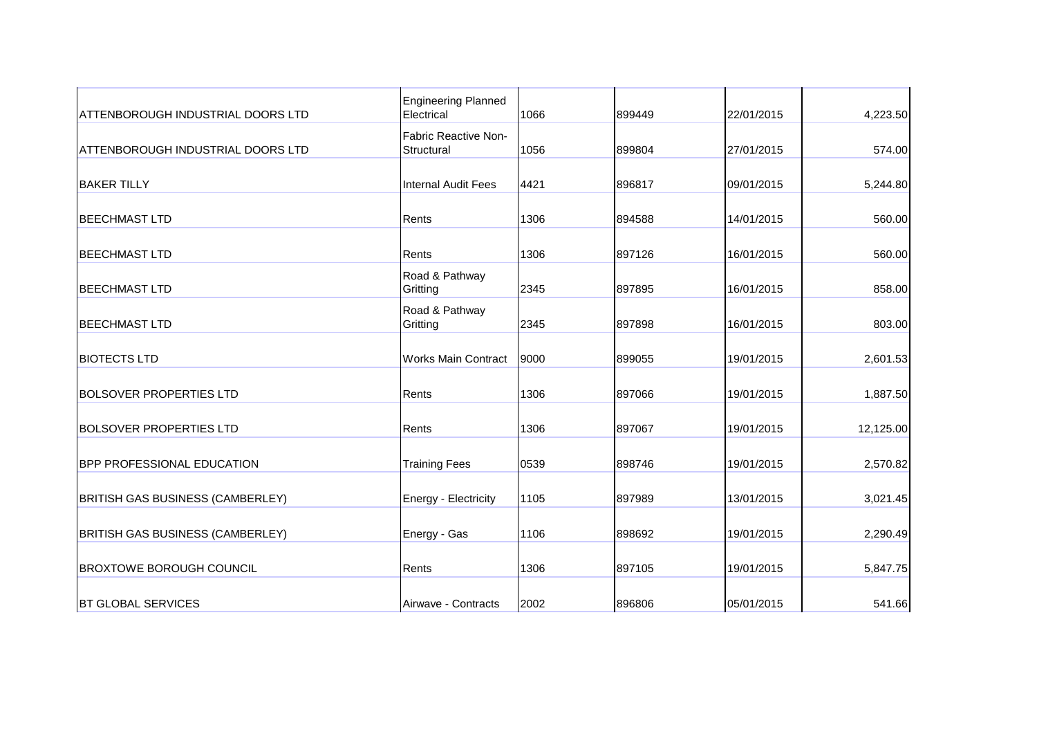| | | | | | |
|---|---|---|---|---|---|
| ATTENBOROUGH INDUSTRIAL DOORS LTD | Engineering Planned Electrical | 1066 | 899449 | 22/01/2015 | 4,223.50 |
| ATTENBOROUGH INDUSTRIAL DOORS LTD | Fabric Reactive Non-Structural | 1056 | 899804 | 27/01/2015 | 574.00 |
| BAKER TILLY | Internal Audit Fees | 4421 | 896817 | 09/01/2015 | 5,244.80 |
| BEECHMAST LTD | Rents | 1306 | 894588 | 14/01/2015 | 560.00 |
| BEECHMAST LTD | Rents | 1306 | 897126 | 16/01/2015 | 560.00 |
| BEECHMAST LTD | Road & Pathway Gritting | 2345 | 897895 | 16/01/2015 | 858.00 |
| BEECHMAST LTD | Road & Pathway Gritting | 2345 | 897898 | 16/01/2015 | 803.00 |
| BIOTECTS LTD | Works Main Contract | 9000 | 899055 | 19/01/2015 | 2,601.53 |
| BOLSOVER PROPERTIES LTD | Rents | 1306 | 897066 | 19/01/2015 | 1,887.50 |
| BOLSOVER PROPERTIES LTD | Rents | 1306 | 897067 | 19/01/2015 | 12,125.00 |
| BPP PROFESSIONAL EDUCATION | Training Fees | 0539 | 898746 | 19/01/2015 | 2,570.82 |
| BRITISH GAS BUSINESS (CAMBERLEY) | Energy - Electricity | 1105 | 897989 | 13/01/2015 | 3,021.45 |
| BRITISH GAS BUSINESS (CAMBERLEY) | Energy - Gas | 1106 | 898692 | 19/01/2015 | 2,290.49 |
| BROXTOWE BOROUGH COUNCIL | Rents | 1306 | 897105 | 19/01/2015 | 5,847.75 |
| BT GLOBAL SERVICES | Airwave - Contracts | 2002 | 896806 | 05/01/2015 | 541.66 |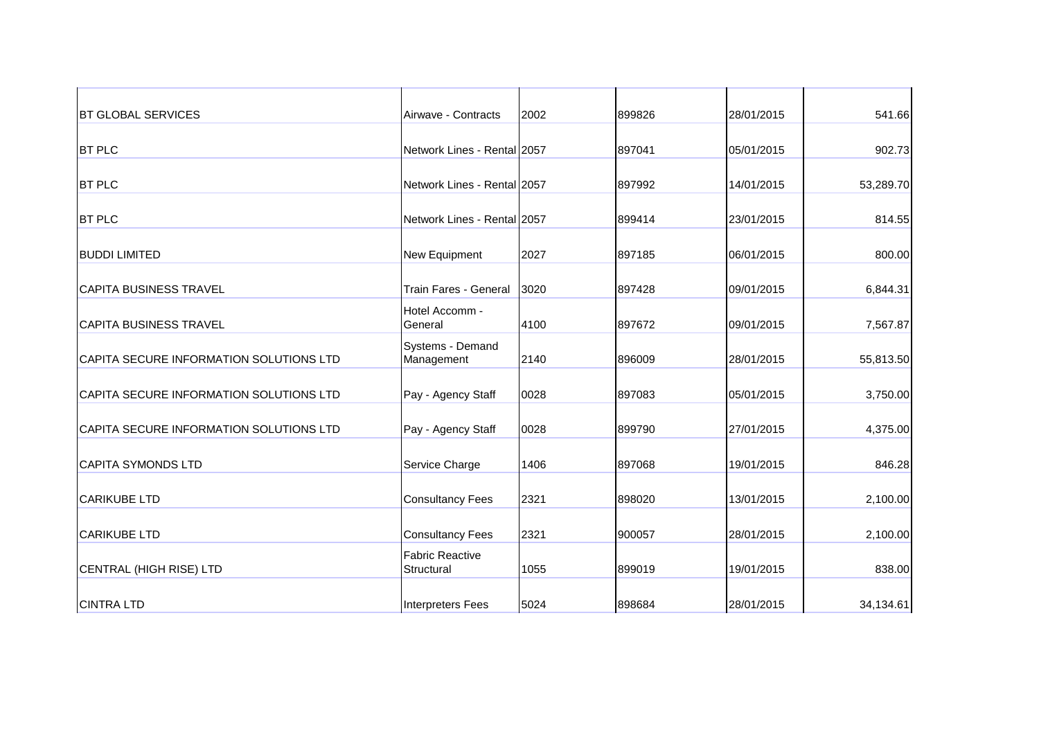| | | | | | |
|---|---|---|---|---|---|
| BT GLOBAL SERVICES | Airwave - Contracts | 2002 | 899826 | 28/01/2015 | 541.66 |
| BT PLC | Network Lines - Rental | 2057 | 897041 | 05/01/2015 | 902.73 |
| BT PLC | Network Lines - Rental | 2057 | 897992 | 14/01/2015 | 53,289.70 |
| BT PLC | Network Lines - Rental | 2057 | 899414 | 23/01/2015 | 814.55 |
| BUDDI LIMITED | New Equipment | 2027 | 897185 | 06/01/2015 | 800.00 |
| CAPITA BUSINESS TRAVEL | Train Fares - General | 3020 | 897428 | 09/01/2015 | 6,844.31 |
| CAPITA BUSINESS TRAVEL | Hotel Accomm - General | 4100 | 897672 | 09/01/2015 | 7,567.87 |
| CAPITA SECURE INFORMATION SOLUTIONS LTD | Systems - Demand Management | 2140 | 896009 | 28/01/2015 | 55,813.50 |
| CAPITA SECURE INFORMATION SOLUTIONS LTD | Pay - Agency Staff | 0028 | 897083 | 05/01/2015 | 3,750.00 |
| CAPITA SECURE INFORMATION SOLUTIONS LTD | Pay - Agency Staff | 0028 | 899790 | 27/01/2015 | 4,375.00 |
| CAPITA SYMONDS LTD | Service Charge | 1406 | 897068 | 19/01/2015 | 846.28 |
| CARIKUBE LTD | Consultancy Fees | 2321 | 898020 | 13/01/2015 | 2,100.00 |
| CARIKUBE LTD | Consultancy Fees | 2321 | 900057 | 28/01/2015 | 2,100.00 |
| CENTRAL (HIGH RISE) LTD | Fabric Reactive Structural | 1055 | 899019 | 19/01/2015 | 838.00 |
| CINTRA LTD | Interpreters Fees | 5024 | 898684 | 28/01/2015 | 34,134.61 |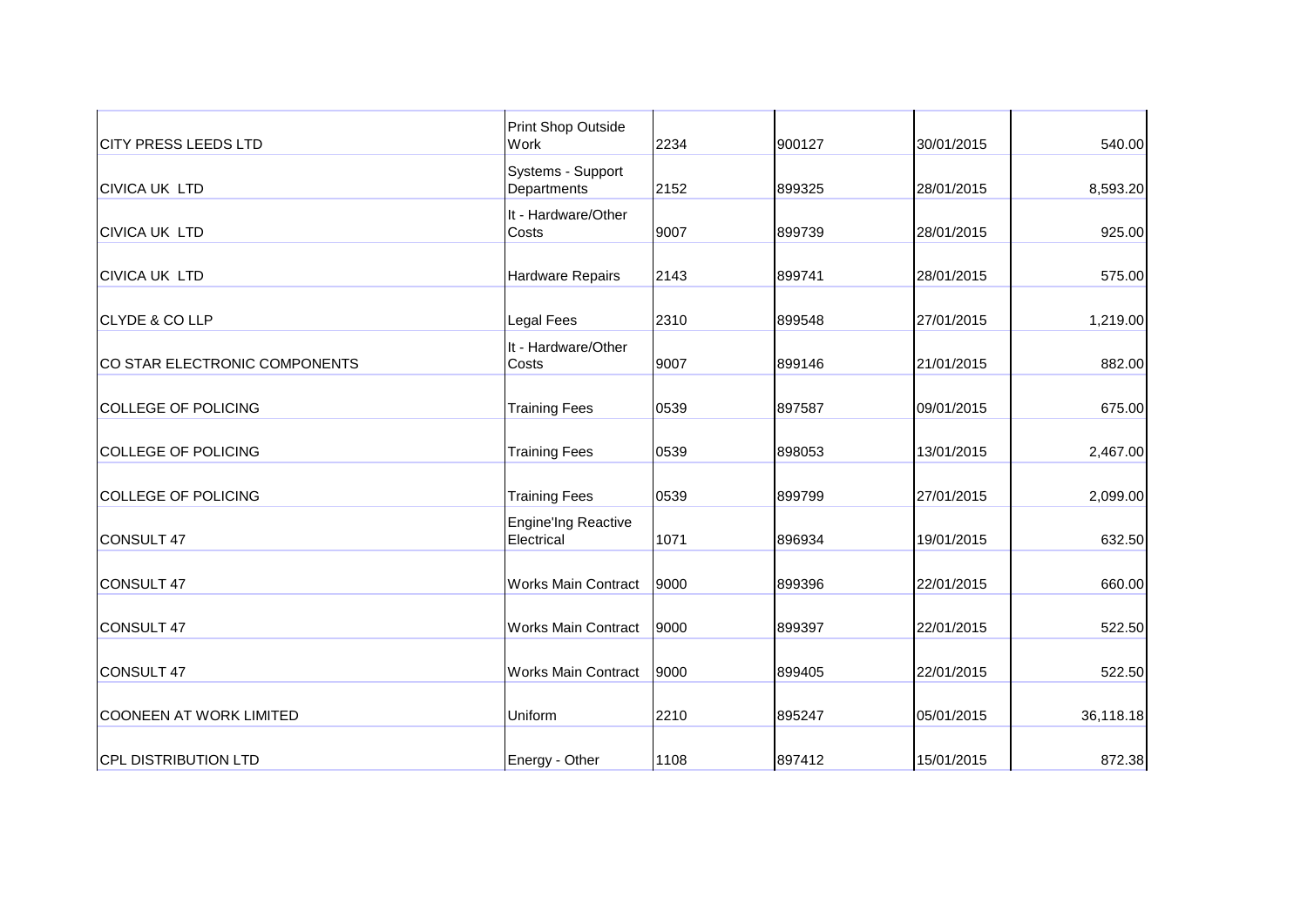| | | | | | |
|---|---|---|---|---|---|
| CITY PRESS LEEDS LTD | Print Shop Outside Work | 2234 | 900127 | 30/01/2015 | 540.00 |
| CIVICA UK LTD | Systems - Support Departments | 2152 | 899325 | 28/01/2015 | 8,593.20 |
| CIVICA UK LTD | It - Hardware/Other Costs | 9007 | 899739 | 28/01/2015 | 925.00 |
| CIVICA UK LTD | Hardware Repairs | 2143 | 899741 | 28/01/2015 | 575.00 |
| CLYDE & CO LLP | Legal Fees | 2310 | 899548 | 27/01/2015 | 1,219.00 |
| CO STAR ELECTRONIC COMPONENTS | It - Hardware/Other Costs | 9007 | 899146 | 21/01/2015 | 882.00 |
| COLLEGE OF POLICING | Training Fees | 0539 | 897587 | 09/01/2015 | 675.00 |
| COLLEGE OF POLICING | Training Fees | 0539 | 898053 | 13/01/2015 | 2,467.00 |
| COLLEGE OF POLICING | Training Fees | 0539 | 899799 | 27/01/2015 | 2,099.00 |
| CONSULT 47 | Engine'Ing Reactive Electrical | 1071 | 896934 | 19/01/2015 | 632.50 |
| CONSULT 47 | Works Main Contract | 9000 | 899396 | 22/01/2015 | 660.00 |
| CONSULT 47 | Works Main Contract | 9000 | 899397 | 22/01/2015 | 522.50 |
| CONSULT 47 | Works Main Contract | 9000 | 899405 | 22/01/2015 | 522.50 |
| COONEEN AT WORK LIMITED | Uniform | 2210 | 895247 | 05/01/2015 | 36,118.18 |
| CPL DISTRIBUTION LTD | Energy - Other | 1108 | 897412 | 15/01/2015 | 872.38 |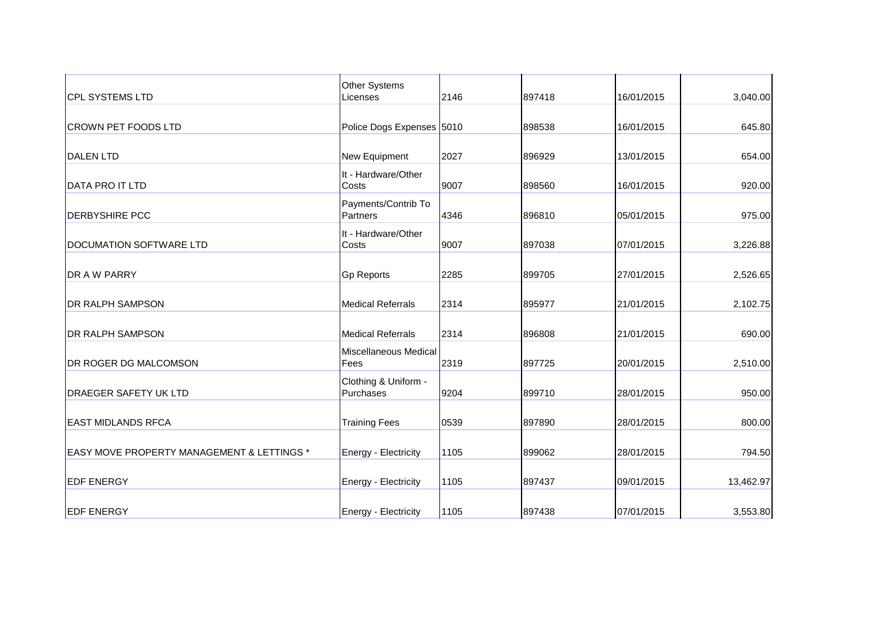| | | | | | |
|---|---|---|---|---|---|
| CPL SYSTEMS LTD | Other Systems Licenses | 2146 | 897418 | 16/01/2015 | 3,040.00 |
| CROWN PET FOODS LTD | Police Dogs Expenses | 5010 | 898538 | 16/01/2015 | 645.80 |
| DALEN LTD | New Equipment | 2027 | 896929 | 13/01/2015 | 654.00 |
| DATA PRO IT LTD | It - Hardware/Other Costs | 9007 | 898560 | 16/01/2015 | 920.00 |
| DERBYSHIRE PCC | Payments/Contrib To Partners | 4346 | 896810 | 05/01/2015 | 975.00 |
| DOCUMATION SOFTWARE LTD | It - Hardware/Other Costs | 9007 | 897038 | 07/01/2015 | 3,226.88 |
| DR A W PARRY | Gp Reports | 2285 | 899705 | 27/01/2015 | 2,526.65 |
| DR RALPH SAMPSON | Medical Referrals | 2314 | 895977 | 21/01/2015 | 2,102.75 |
| DR RALPH SAMPSON | Medical Referrals | 2314 | 896808 | 21/01/2015 | 690.00 |
| DR ROGER DG MALCOMSON | Miscellaneous Medical Fees | 2319 | 897725 | 20/01/2015 | 2,510.00 |
| DRAEGER SAFETY UK LTD | Clothing & Uniform - Purchases | 9204 | 899710 | 28/01/2015 | 950.00 |
| EAST MIDLANDS RFCA | Training Fees | 0539 | 897890 | 28/01/2015 | 800.00 |
| EASY MOVE PROPERTY MANAGEMENT & LETTINGS * | Energy - Electricity | 1105 | 899062 | 28/01/2015 | 794.50 |
| EDF ENERGY | Energy - Electricity | 1105 | 897437 | 09/01/2015 | 13,462.97 |
| EDF ENERGY | Energy - Electricity | 1105 | 897438 | 07/01/2015 | 3,553.80 |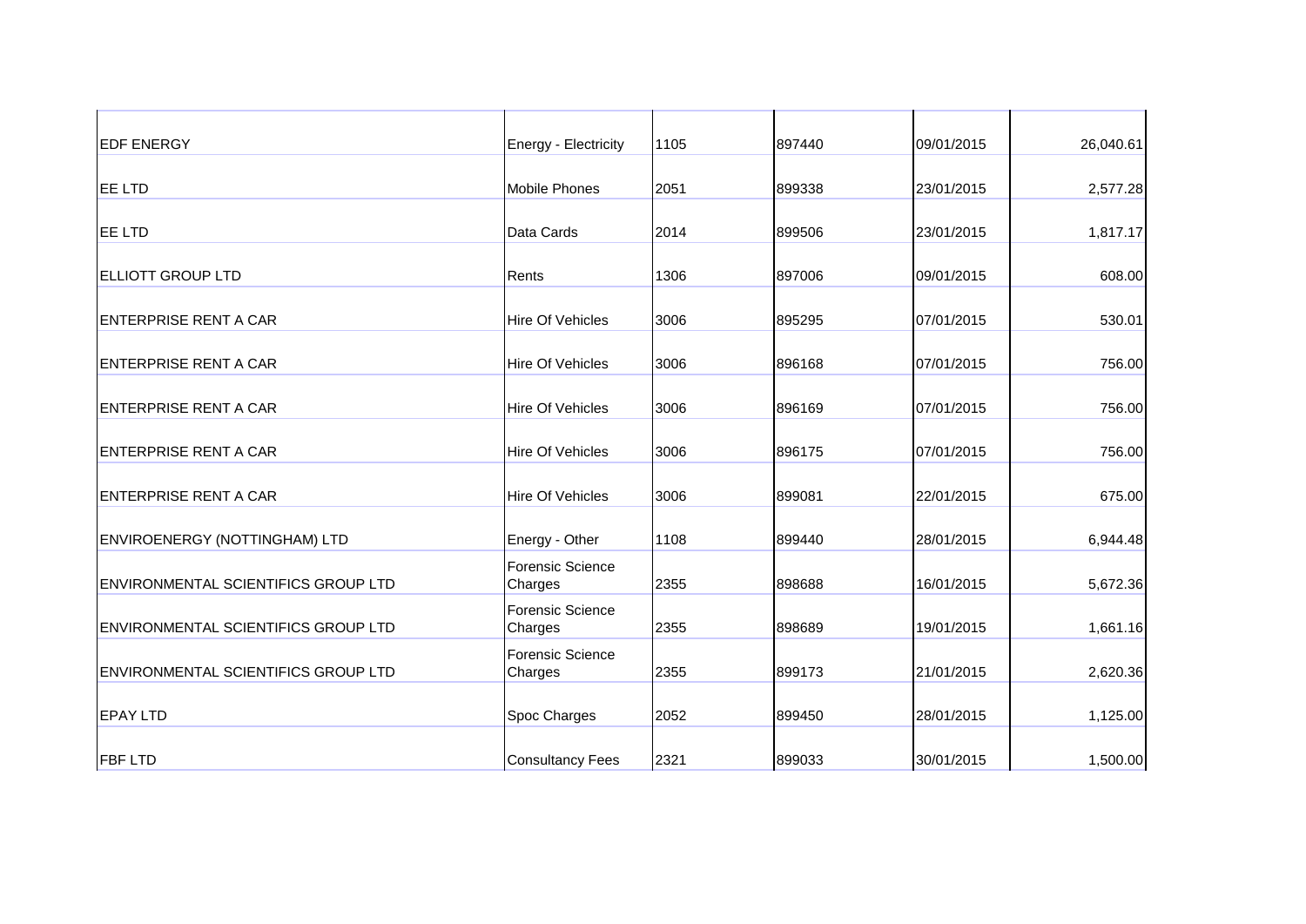| | | | | | |
|---|---|---|---|---|---|
| EDF ENERGY | Energy - Electricity | 1105 | 897440 | 09/01/2015 | 26,040.61 |
| EE LTD | Mobile Phones | 2051 | 899338 | 23/01/2015 | 2,577.28 |
| EE LTD | Data Cards | 2014 | 899506 | 23/01/2015 | 1,817.17 |
| ELLIOTT GROUP LTD | Rents | 1306 | 897006 | 09/01/2015 | 608.00 |
| ENTERPRISE RENT A CAR | Hire Of Vehicles | 3006 | 895295 | 07/01/2015 | 530.01 |
| ENTERPRISE RENT A CAR | Hire Of Vehicles | 3006 | 896168 | 07/01/2015 | 756.00 |
| ENTERPRISE RENT A CAR | Hire Of Vehicles | 3006 | 896169 | 07/01/2015 | 756.00 |
| ENTERPRISE RENT A CAR | Hire Of Vehicles | 3006 | 896175 | 07/01/2015 | 756.00 |
| ENTERPRISE RENT A CAR | Hire Of Vehicles | 3006 | 899081 | 22/01/2015 | 675.00 |
| ENVIROENERGY (NOTTINGHAM) LTD | Energy - Other | 1108 | 899440 | 28/01/2015 | 6,944.48 |
| ENVIRONMENTAL SCIENTIFICS GROUP LTD | Forensic Science Charges | 2355 | 898688 | 16/01/2015 | 5,672.36 |
| ENVIRONMENTAL SCIENTIFICS GROUP LTD | Forensic Science Charges | 2355 | 898689 | 19/01/2015 | 1,661.16 |
| ENVIRONMENTAL SCIENTIFICS GROUP LTD | Forensic Science Charges | 2355 | 899173 | 21/01/2015 | 2,620.36 |
| EPAY LTD | Spoc Charges | 2052 | 899450 | 28/01/2015 | 1,125.00 |
| FBF LTD | Consultancy Fees | 2321 | 899033 | 30/01/2015 | 1,500.00 |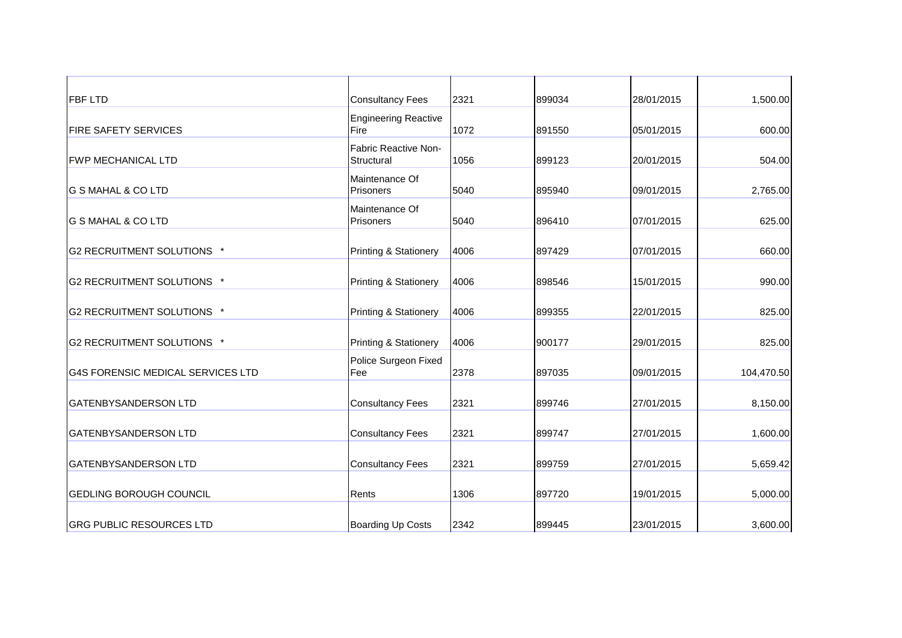| | | | | | |
|---|---|---|---|---|---|
| FBF LTD | Consultancy Fees | 2321 | 899034 | 28/01/2015 | 1,500.00 |
| FIRE SAFETY SERVICES | Engineering Reactive Fire | 1072 | 891550 | 05/01/2015 | 600.00 |
| FWP MECHANICAL LTD | Fabric Reactive Non-Structural | 1056 | 899123 | 20/01/2015 | 504.00 |
| G S MAHAL & CO LTD | Maintenance Of Prisoners | 5040 | 895940 | 09/01/2015 | 2,765.00 |
| G S MAHAL & CO LTD | Maintenance Of Prisoners | 5040 | 896410 | 07/01/2015 | 625.00 |
| G2 RECRUITMENT SOLUTIONS * | Printing & Stationery | 4006 | 897429 | 07/01/2015 | 660.00 |
| G2 RECRUITMENT SOLUTIONS * | Printing & Stationery | 4006 | 898546 | 15/01/2015 | 990.00 |
| G2 RECRUITMENT SOLUTIONS * | Printing & Stationery | 4006 | 899355 | 22/01/2015 | 825.00 |
| G2 RECRUITMENT SOLUTIONS * | Printing & Stationery | 4006 | 900177 | 29/01/2015 | 825.00 |
| G4S FORENSIC MEDICAL SERVICES LTD | Police Surgeon Fixed Fee | 2378 | 897035 | 09/01/2015 | 104,470.50 |
| GATENBYSANDERSON LTD | Consultancy Fees | 2321 | 899746 | 27/01/2015 | 8,150.00 |
| GATENBYSANDERSON LTD | Consultancy Fees | 2321 | 899747 | 27/01/2015 | 1,600.00 |
| GATENBYSANDERSON LTD | Consultancy Fees | 2321 | 899759 | 27/01/2015 | 5,659.42 |
| GEDLING BOROUGH COUNCIL | Rents | 1306 | 897720 | 19/01/2015 | 5,000.00 |
| GRG PUBLIC RESOURCES LTD | Boarding Up Costs | 2342 | 899445 | 23/01/2015 | 3,600.00 |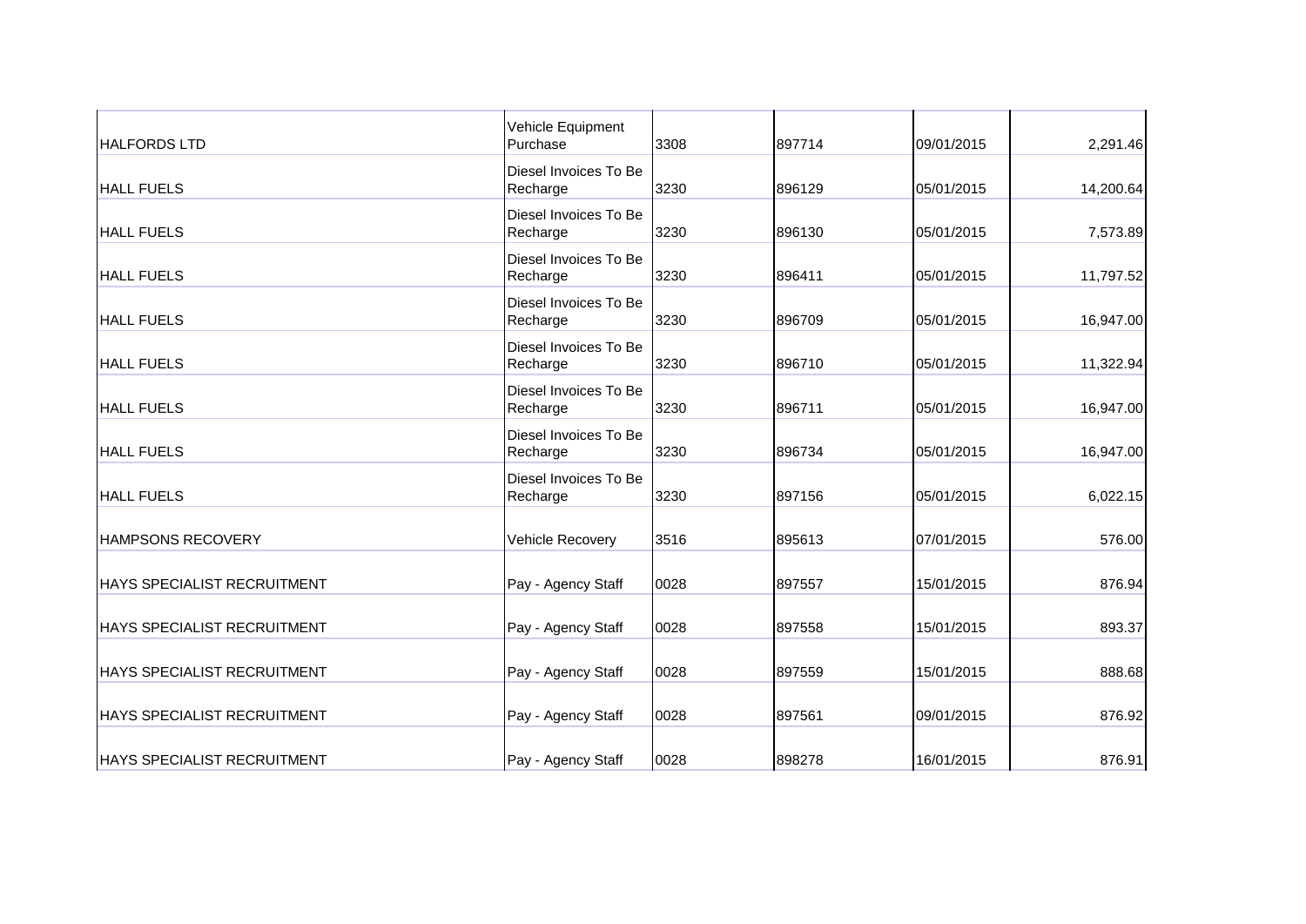| | | | | | |
|---|---|---|---|---|---|
| HALFORDS LTD | Vehicle Equipment Purchase | 3308 | 897714 | 09/01/2015 | 2,291.46 |
| HALL FUELS | Diesel Invoices To Be Recharge | 3230 | 896129 | 05/01/2015 | 14,200.64 |
| HALL FUELS | Diesel Invoices To Be Recharge | 3230 | 896130 | 05/01/2015 | 7,573.89 |
| HALL FUELS | Diesel Invoices To Be Recharge | 3230 | 896411 | 05/01/2015 | 11,797.52 |
| HALL FUELS | Diesel Invoices To Be Recharge | 3230 | 896709 | 05/01/2015 | 16,947.00 |
| HALL FUELS | Diesel Invoices To Be Recharge | 3230 | 896710 | 05/01/2015 | 11,322.94 |
| HALL FUELS | Diesel Invoices To Be Recharge | 3230 | 896711 | 05/01/2015 | 16,947.00 |
| HALL FUELS | Diesel Invoices To Be Recharge | 3230 | 896734 | 05/01/2015 | 16,947.00 |
| HALL FUELS | Diesel Invoices To Be Recharge | 3230 | 897156 | 05/01/2015 | 6,022.15 |
| HAMPSONS RECOVERY | Vehicle Recovery | 3516 | 895613 | 07/01/2015 | 576.00 |
| HAYS SPECIALIST RECRUITMENT | Pay - Agency Staff | 0028 | 897557 | 15/01/2015 | 876.94 |
| HAYS SPECIALIST RECRUITMENT | Pay - Agency Staff | 0028 | 897558 | 15/01/2015 | 893.37 |
| HAYS SPECIALIST RECRUITMENT | Pay - Agency Staff | 0028 | 897559 | 15/01/2015 | 888.68 |
| HAYS SPECIALIST RECRUITMENT | Pay - Agency Staff | 0028 | 897561 | 09/01/2015 | 876.92 |
| HAYS SPECIALIST RECRUITMENT | Pay - Agency Staff | 0028 | 898278 | 16/01/2015 | 876.91 |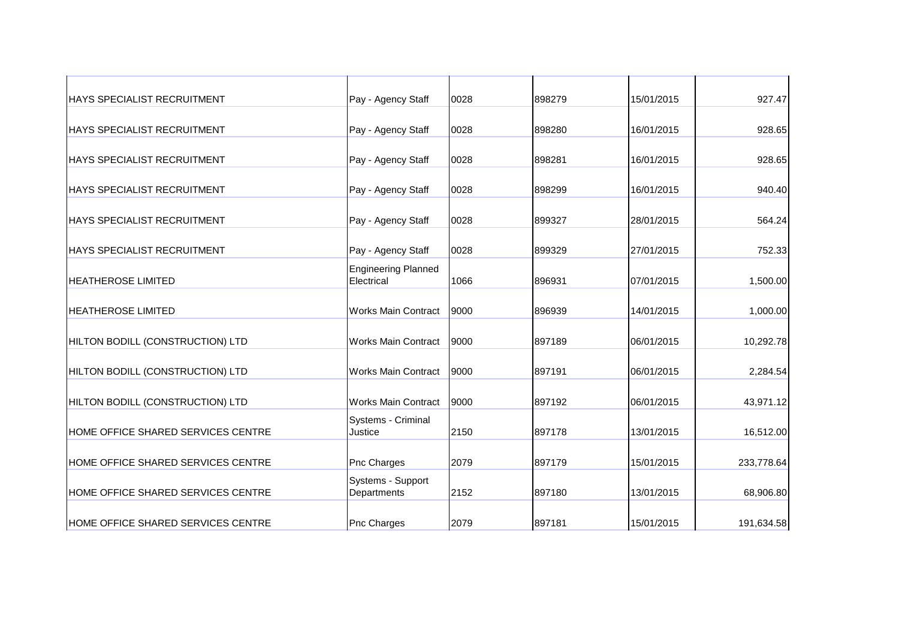| | | | | | |
|---|---|---|---|---|---|
| HAYS SPECIALIST RECRUITMENT | Pay - Agency Staff | 0028 | 898279 | 15/01/2015 | 927.47 |
| HAYS SPECIALIST RECRUITMENT | Pay - Agency Staff | 0028 | 898280 | 16/01/2015 | 928.65 |
| HAYS SPECIALIST RECRUITMENT | Pay - Agency Staff | 0028 | 898281 | 16/01/2015 | 928.65 |
| HAYS SPECIALIST RECRUITMENT | Pay - Agency Staff | 0028 | 898299 | 16/01/2015 | 940.40 |
| HAYS SPECIALIST RECRUITMENT | Pay - Agency Staff | 0028 | 899327 | 28/01/2015 | 564.24 |
| HAYS SPECIALIST RECRUITMENT | Pay - Agency Staff | 0028 | 899329 | 27/01/2015 | 752.33 |
| HEATHEROSE LIMITED | Engineering Planned Electrical | 1066 | 896931 | 07/01/2015 | 1,500.00 |
| HEATHEROSE LIMITED | Works Main Contract | 9000 | 896939 | 14/01/2015 | 1,000.00 |
| HILTON BODILL (CONSTRUCTION) LTD | Works Main Contract | 9000 | 897189 | 06/01/2015 | 10,292.78 |
| HILTON BODILL (CONSTRUCTION) LTD | Works Main Contract | 9000 | 897191 | 06/01/2015 | 2,284.54 |
| HILTON BODILL (CONSTRUCTION) LTD | Works Main Contract | 9000 | 897192 | 06/01/2015 | 43,971.12 |
| HOME OFFICE SHARED SERVICES CENTRE | Systems - Criminal Justice | 2150 | 897178 | 13/01/2015 | 16,512.00 |
| HOME OFFICE SHARED SERVICES CENTRE | Pnc Charges | 2079 | 897179 | 15/01/2015 | 233,778.64 |
| HOME OFFICE SHARED SERVICES CENTRE | Systems - Support Departments | 2152 | 897180 | 13/01/2015 | 68,906.80 |
| HOME OFFICE SHARED SERVICES CENTRE | Pnc Charges | 2079 | 897181 | 15/01/2015 | 191,634.58 |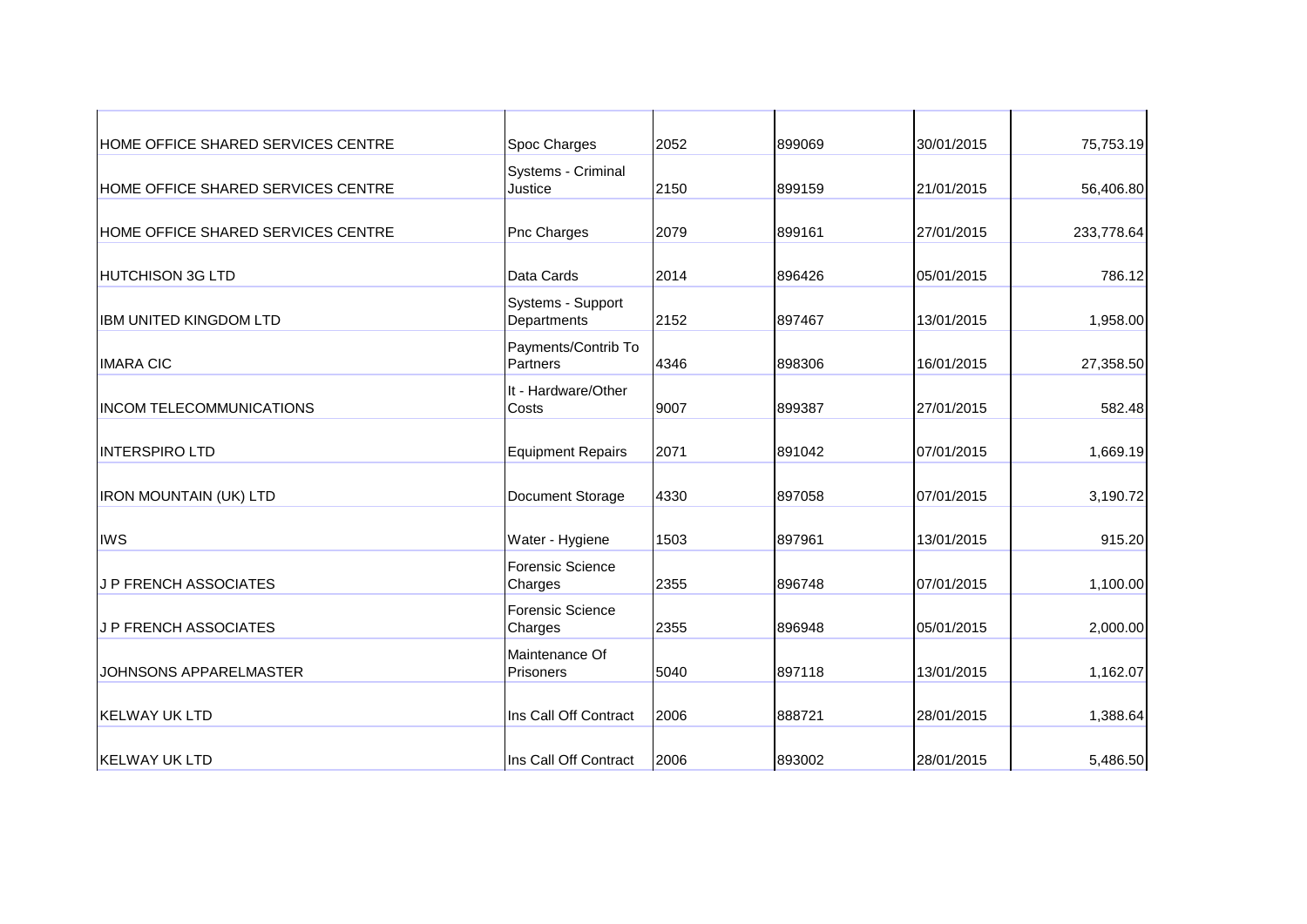| | | | | | |
|---|---|---|---|---|---|
| HOME OFFICE SHARED SERVICES CENTRE | Spoc Charges | 2052 | 899069 | 30/01/2015 | 75,753.19 |
| HOME OFFICE SHARED SERVICES CENTRE | Systems - Criminal Justice | 2150 | 899159 | 21/01/2015 | 56,406.80 |
| HOME OFFICE SHARED SERVICES CENTRE | Pnc Charges | 2079 | 899161 | 27/01/2015 | 233,778.64 |
| HUTCHISON 3G LTD | Data Cards | 2014 | 896426 | 05/01/2015 | 786.12 |
| IBM UNITED KINGDOM LTD | Systems - Support Departments | 2152 | 897467 | 13/01/2015 | 1,958.00 |
| IMARA CIC | Payments/Contrib To Partners | 4346 | 898306 | 16/01/2015 | 27,358.50 |
| INCOM TELECOMMUNICATIONS | It - Hardware/Other Costs | 9007 | 899387 | 27/01/2015 | 582.48 |
| INTERSPIRO LTD | Equipment Repairs | 2071 | 891042 | 07/01/2015 | 1,669.19 |
| IRON MOUNTAIN (UK) LTD | Document Storage | 4330 | 897058 | 07/01/2015 | 3,190.72 |
| IWS | Water - Hygiene | 1503 | 897961 | 13/01/2015 | 915.20 |
| J P FRENCH ASSOCIATES | Forensic Science Charges | 2355 | 896748 | 07/01/2015 | 1,100.00 |
| J P FRENCH ASSOCIATES | Forensic Science Charges | 2355 | 896948 | 05/01/2015 | 2,000.00 |
| JOHNSONS APPARELMASTER | Maintenance Of Prisoners | 5040 | 897118 | 13/01/2015 | 1,162.07 |
| KELWAY UK LTD | Ins Call Off Contract | 2006 | 888721 | 28/01/2015 | 1,388.64 |
| KELWAY UK LTD | Ins Call Off Contract | 2006 | 893002 | 28/01/2015 | 5,486.50 |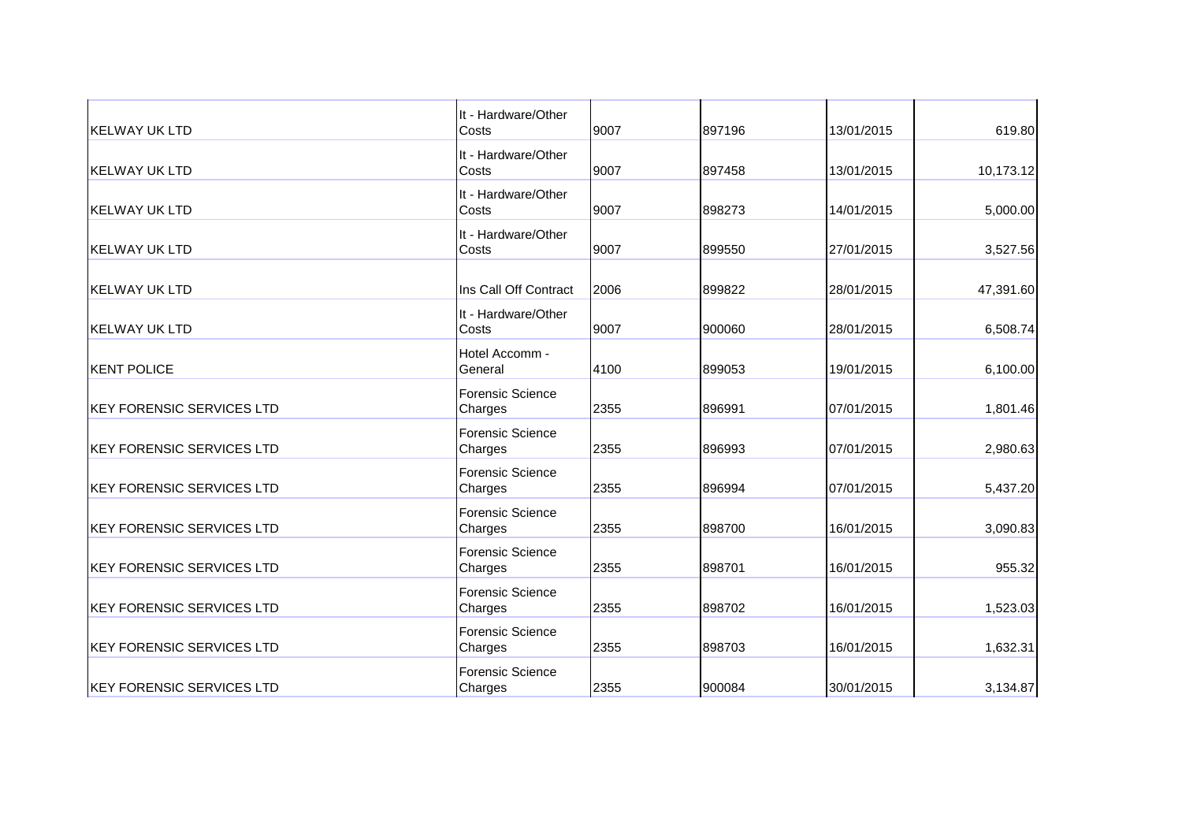| | | | | | |
|---|---|---|---|---|---|
| KELWAY UK LTD | It - Hardware/Other Costs | 9007 | 897196 | 13/01/2015 | 619.80 |
| KELWAY UK LTD | It - Hardware/Other Costs | 9007 | 897458 | 13/01/2015 | 10,173.12 |
| KELWAY UK LTD | It - Hardware/Other Costs | 9007 | 898273 | 14/01/2015 | 5,000.00 |
| KELWAY UK LTD | It - Hardware/Other Costs | 9007 | 899550 | 27/01/2015 | 3,527.56 |
| KELWAY UK LTD | Ins Call Off Contract | 2006 | 899822 | 28/01/2015 | 47,391.60 |
| KELWAY UK LTD | It - Hardware/Other Costs | 9007 | 900060 | 28/01/2015 | 6,508.74 |
| KENT POLICE | Hotel Accomm - General | 4100 | 899053 | 19/01/2015 | 6,100.00 |
| KEY FORENSIC SERVICES LTD | Forensic Science Charges | 2355 | 896991 | 07/01/2015 | 1,801.46 |
| KEY FORENSIC SERVICES LTD | Forensic Science Charges | 2355 | 896993 | 07/01/2015 | 2,980.63 |
| KEY FORENSIC SERVICES LTD | Forensic Science Charges | 2355 | 896994 | 07/01/2015 | 5,437.20 |
| KEY FORENSIC SERVICES LTD | Forensic Science Charges | 2355 | 898700 | 16/01/2015 | 3,090.83 |
| KEY FORENSIC SERVICES LTD | Forensic Science Charges | 2355 | 898701 | 16/01/2015 | 955.32 |
| KEY FORENSIC SERVICES LTD | Forensic Science Charges | 2355 | 898702 | 16/01/2015 | 1,523.03 |
| KEY FORENSIC SERVICES LTD | Forensic Science Charges | 2355 | 898703 | 16/01/2015 | 1,632.31 |
| KEY FORENSIC SERVICES LTD | Forensic Science Charges | 2355 | 900084 | 30/01/2015 | 3,134.87 |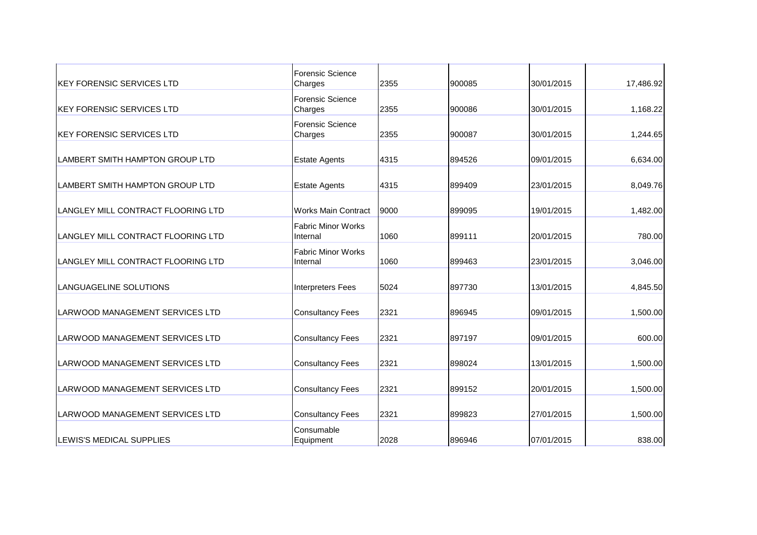| | | | | | |
|---|---|---|---|---|---|
| KEY FORENSIC SERVICES LTD | Forensic Science Charges | 2355 | 900085 | 30/01/2015 | 17,486.92 |
| KEY FORENSIC SERVICES LTD | Forensic Science Charges | 2355 | 900086 | 30/01/2015 | 1,168.22 |
| KEY FORENSIC SERVICES LTD | Forensic Science Charges | 2355 | 900087 | 30/01/2015 | 1,244.65 |
| LAMBERT SMITH HAMPTON GROUP LTD | Estate Agents | 4315 | 894526 | 09/01/2015 | 6,634.00 |
| LAMBERT SMITH HAMPTON GROUP LTD | Estate Agents | 4315 | 899409 | 23/01/2015 | 8,049.76 |
| LANGLEY MILL CONTRACT FLOORING LTD | Works Main Contract | 9000 | 899095 | 19/01/2015 | 1,482.00 |
| LANGLEY MILL CONTRACT FLOORING LTD | Fabric Minor Works Internal | 1060 | 899111 | 20/01/2015 | 780.00 |
| LANGLEY MILL CONTRACT FLOORING LTD | Fabric Minor Works Internal | 1060 | 899463 | 23/01/2015 | 3,046.00 |
| LANGUAGELINE SOLUTIONS | Interpreters Fees | 5024 | 897730 | 13/01/2015 | 4,845.50 |
| LARWOOD MANAGEMENT SERVICES LTD | Consultancy Fees | 2321 | 896945 | 09/01/2015 | 1,500.00 |
| LARWOOD MANAGEMENT SERVICES LTD | Consultancy Fees | 2321 | 897197 | 09/01/2015 | 600.00 |
| LARWOOD MANAGEMENT SERVICES LTD | Consultancy Fees | 2321 | 898024 | 13/01/2015 | 1,500.00 |
| LARWOOD MANAGEMENT SERVICES LTD | Consultancy Fees | 2321 | 899152 | 20/01/2015 | 1,500.00 |
| LARWOOD MANAGEMENT SERVICES LTD | Consultancy Fees | 2321 | 899823 | 27/01/2015 | 1,500.00 |
| LEWIS'S MEDICAL SUPPLIES | Consumable Equipment | 2028 | 896946 | 07/01/2015 | 838.00 |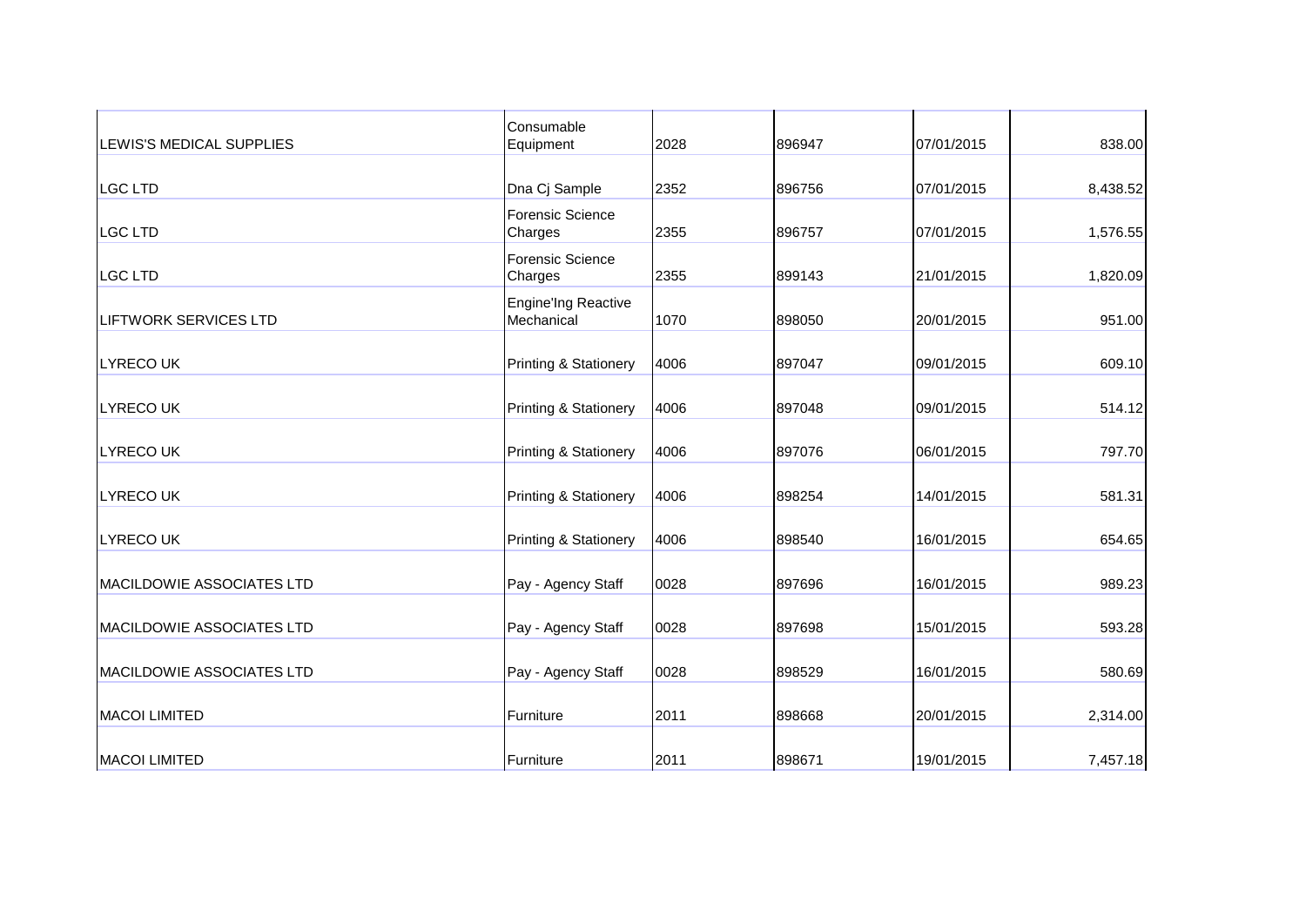| | | | | | |
|---|---|---|---|---|---|
| LEWIS'S MEDICAL SUPPLIES | Consumable Equipment | 2028 | 896947 | 07/01/2015 | 838.00 |
| LGC LTD | Dna Cj Sample | 2352 | 896756 | 07/01/2015 | 8,438.52 |
| LGC LTD | Forensic Science Charges | 2355 | 896757 | 07/01/2015 | 1,576.55 |
| LGC LTD | Forensic Science Charges | 2355 | 899143 | 21/01/2015 | 1,820.09 |
| LIFTWORK SERVICES LTD | Engine'Ing Reactive Mechanical | 1070 | 898050 | 20/01/2015 | 951.00 |
| LYRECO UK | Printing & Stationery | 4006 | 897047 | 09/01/2015 | 609.10 |
| LYRECO UK | Printing & Stationery | 4006 | 897048 | 09/01/2015 | 514.12 |
| LYRECO UK | Printing & Stationery | 4006 | 897076 | 06/01/2015 | 797.70 |
| LYRECO UK | Printing & Stationery | 4006 | 898254 | 14/01/2015 | 581.31 |
| LYRECO UK | Printing & Stationery | 4006 | 898540 | 16/01/2015 | 654.65 |
| MACILDOWIE ASSOCIATES LTD | Pay - Agency Staff | 0028 | 897696 | 16/01/2015 | 989.23 |
| MACILDOWIE ASSOCIATES LTD | Pay - Agency Staff | 0028 | 897698 | 15/01/2015 | 593.28 |
| MACILDOWIE ASSOCIATES LTD | Pay - Agency Staff | 0028 | 898529 | 16/01/2015 | 580.69 |
| MACOI LIMITED | Furniture | 2011 | 898668 | 20/01/2015 | 2,314.00 |
| MACOI LIMITED | Furniture | 2011 | 898671 | 19/01/2015 | 7,457.18 |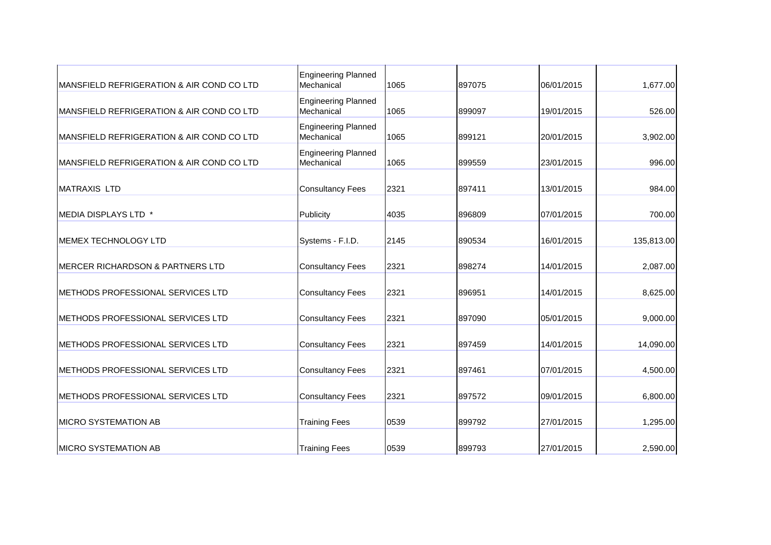| | | | | | |
|---|---|---|---|---|---|
| MANSFIELD REFRIGERATION & AIR COND CO LTD | Engineering Planned Mechanical | 1065 | 897075 | 06/01/2015 | 1,677.00 |
| MANSFIELD REFRIGERATION & AIR COND CO LTD | Engineering Planned Mechanical | 1065 | 899097 | 19/01/2015 | 526.00 |
| MANSFIELD REFRIGERATION & AIR COND CO LTD | Engineering Planned Mechanical | 1065 | 899121 | 20/01/2015 | 3,902.00 |
| MANSFIELD REFRIGERATION & AIR COND CO LTD | Engineering Planned Mechanical | 1065 | 899559 | 23/01/2015 | 996.00 |
| MATRAXIS LTD | Consultancy Fees | 2321 | 897411 | 13/01/2015 | 984.00 |
| MEDIA DISPLAYS LTD * | Publicity | 4035 | 896809 | 07/01/2015 | 700.00 |
| MEMEX TECHNOLOGY LTD | Systems - F.I.D. | 2145 | 890534 | 16/01/2015 | 135,813.00 |
| MERCER RICHARDSON & PARTNERS LTD | Consultancy Fees | 2321 | 898274 | 14/01/2015 | 2,087.00 |
| METHODS PROFESSIONAL SERVICES LTD | Consultancy Fees | 2321 | 896951 | 14/01/2015 | 8,625.00 |
| METHODS PROFESSIONAL SERVICES LTD | Consultancy Fees | 2321 | 897090 | 05/01/2015 | 9,000.00 |
| METHODS PROFESSIONAL SERVICES LTD | Consultancy Fees | 2321 | 897459 | 14/01/2015 | 14,090.00 |
| METHODS PROFESSIONAL SERVICES LTD | Consultancy Fees | 2321 | 897461 | 07/01/2015 | 4,500.00 |
| METHODS PROFESSIONAL SERVICES LTD | Consultancy Fees | 2321 | 897572 | 09/01/2015 | 6,800.00 |
| MICRO SYSTEMATION AB | Training Fees | 0539 | 899792 | 27/01/2015 | 1,295.00 |
| MICRO SYSTEMATION AB | Training Fees | 0539 | 899793 | 27/01/2015 | 2,590.00 |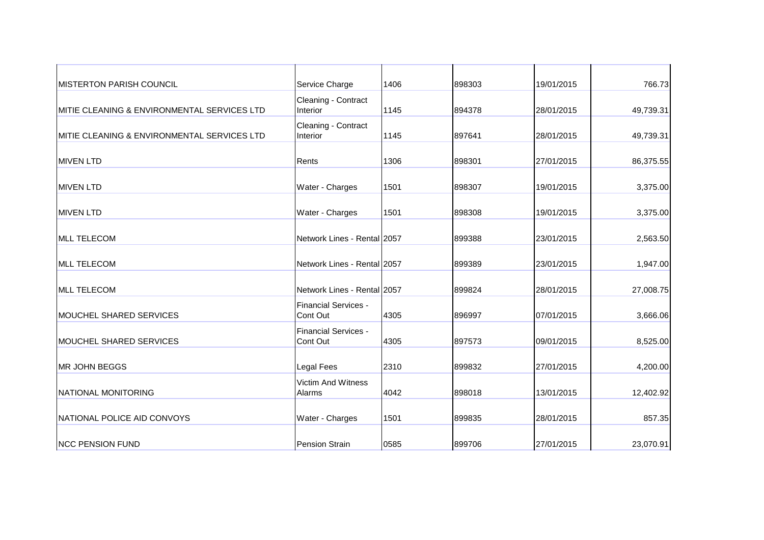| | | | | | |
|---|---|---|---|---|---|
| MISTERTON PARISH COUNCIL | Service Charge | 1406 | 898303 | 19/01/2015 | 766.73 |
| MITIE CLEANING & ENVIRONMENTAL SERVICES LTD | Cleaning - Contract Interior | 1145 | 894378 | 28/01/2015 | 49,739.31 |
| MITIE CLEANING & ENVIRONMENTAL SERVICES LTD | Cleaning - Contract Interior | 1145 | 897641 | 28/01/2015 | 49,739.31 |
| MIVEN LTD | Rents | 1306 | 898301 | 27/01/2015 | 86,375.55 |
| MIVEN LTD | Water - Charges | 1501 | 898307 | 19/01/2015 | 3,375.00 |
| MIVEN LTD | Water - Charges | 1501 | 898308 | 19/01/2015 | 3,375.00 |
| MLL TELECOM | Network Lines - Rental | 2057 | 899388 | 23/01/2015 | 2,563.50 |
| MLL TELECOM | Network Lines - Rental | 2057 | 899389 | 23/01/2015 | 1,947.00 |
| MLL TELECOM | Network Lines - Rental | 2057 | 899824 | 28/01/2015 | 27,008.75 |
| MOUCHEL SHARED SERVICES | Financial Services - Cont Out | 4305 | 896997 | 07/01/2015 | 3,666.06 |
| MOUCHEL SHARED SERVICES | Financial Services - Cont Out | 4305 | 897573 | 09/01/2015 | 8,525.00 |
| MR JOHN BEGGS | Legal Fees | 2310 | 899832 | 27/01/2015 | 4,200.00 |
| NATIONAL MONITORING | Victim And Witness Alarms | 4042 | 898018 | 13/01/2015 | 12,402.92 |
| NATIONAL POLICE AID CONVOYS | Water - Charges | 1501 | 899835 | 28/01/2015 | 857.35 |
| NCC PENSION FUND | Pension Strain | 0585 | 899706 | 27/01/2015 | 23,070.91 |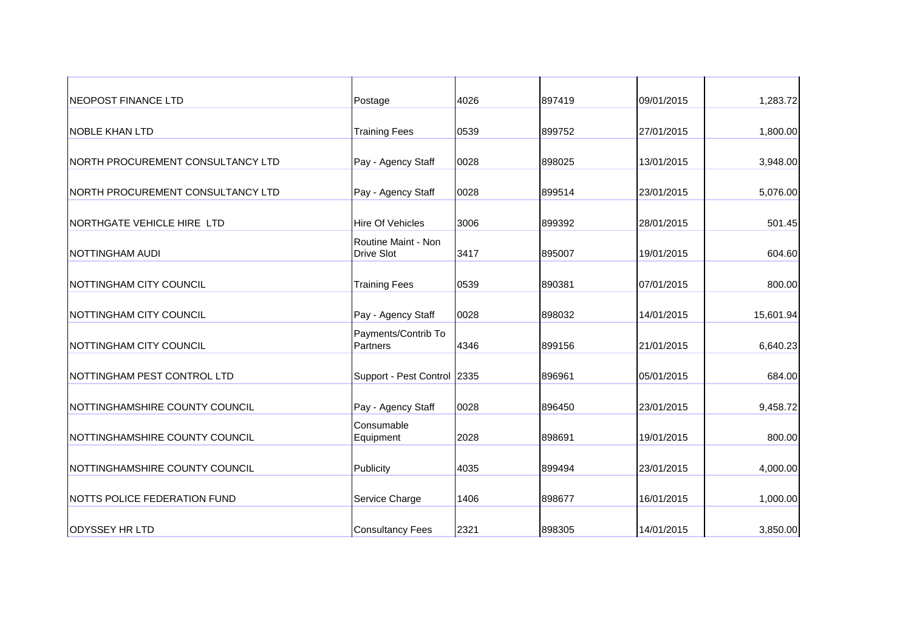| | | | | | |
|---|---|---|---|---|---|
| NEOPOST FINANCE LTD | Postage | 4026 | 897419 | 09/01/2015 | 1,283.72 |
| NOBLE KHAN LTD | Training Fees | 0539 | 899752 | 27/01/2015 | 1,800.00 |
| NORTH PROCUREMENT CONSULTANCY LTD | Pay - Agency Staff | 0028 | 898025 | 13/01/2015 | 3,948.00 |
| NORTH PROCUREMENT CONSULTANCY LTD | Pay - Agency Staff | 0028 | 899514 | 23/01/2015 | 5,076.00 |
| NORTHGATE VEHICLE HIRE LTD | Hire Of Vehicles | 3006 | 899392 | 28/01/2015 | 501.45 |
| NOTTINGHAM AUDI | Routine Maint - Non Drive Slot | 3417 | 895007 | 19/01/2015 | 604.60 |
| NOTTINGHAM CITY COUNCIL | Training Fees | 0539 | 890381 | 07/01/2015 | 800.00 |
| NOTTINGHAM CITY COUNCIL | Pay - Agency Staff | 0028 | 898032 | 14/01/2015 | 15,601.94 |
| NOTTINGHAM CITY COUNCIL | Payments/Contrib To Partners | 4346 | 899156 | 21/01/2015 | 6,640.23 |
| NOTTINGHAM PEST CONTROL LTD | Support - Pest Control | 2335 | 896961 | 05/01/2015 | 684.00 |
| NOTTINGHAMSHIRE COUNTY COUNCIL | Pay - Agency Staff | 0028 | 896450 | 23/01/2015 | 9,458.72 |
| NOTTINGHAMSHIRE COUNTY COUNCIL | Consumable Equipment | 2028 | 898691 | 19/01/2015 | 800.00 |
| NOTTINGHAMSHIRE COUNTY COUNCIL | Publicity | 4035 | 899494 | 23/01/2015 | 4,000.00 |
| NOTTS POLICE FEDERATION FUND | Service Charge | 1406 | 898677 | 16/01/2015 | 1,000.00 |
| ODYSSEY HR LTD | Consultancy Fees | 2321 | 898305 | 14/01/2015 | 3,850.00 |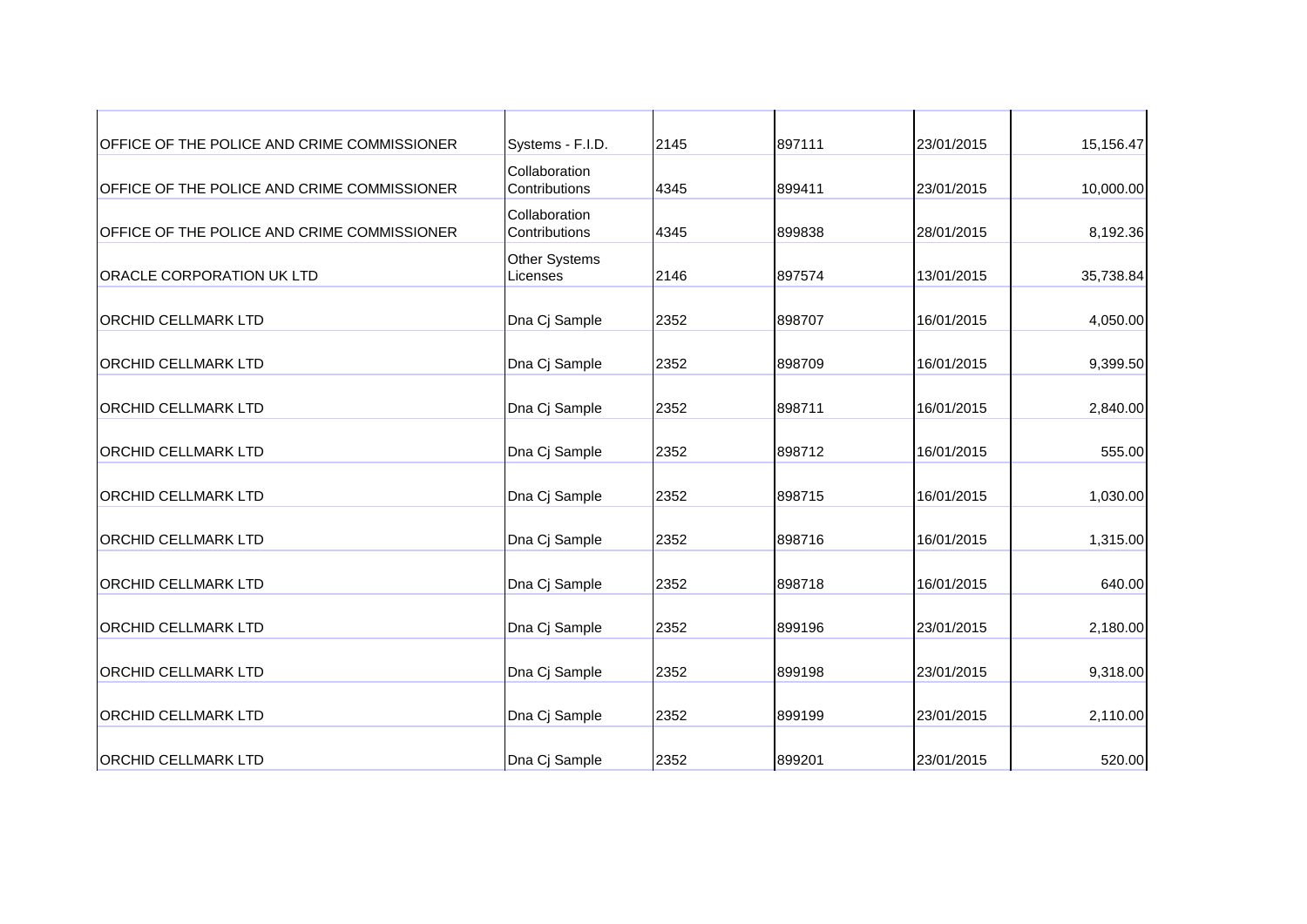| | | | | | |
|---|---|---|---|---|---|
| OFFICE OF THE POLICE AND CRIME COMMISSIONER | Systems - F.I.D. | 2145 | 897111 | 23/01/2015 | 15,156.47 |
| OFFICE OF THE POLICE AND CRIME COMMISSIONER | Collaboration Contributions | 4345 | 899411 | 23/01/2015 | 10,000.00 |
| OFFICE OF THE POLICE AND CRIME COMMISSIONER | Collaboration Contributions | 4345 | 899838 | 28/01/2015 | 8,192.36 |
| ORACLE CORPORATION UK LTD | Other Systems Licenses | 2146 | 897574 | 13/01/2015 | 35,738.84 |
| ORCHID CELLMARK LTD | Dna Cj Sample | 2352 | 898707 | 16/01/2015 | 4,050.00 |
| ORCHID CELLMARK LTD | Dna Cj Sample | 2352 | 898709 | 16/01/2015 | 9,399.50 |
| ORCHID CELLMARK LTD | Dna Cj Sample | 2352 | 898711 | 16/01/2015 | 2,840.00 |
| ORCHID CELLMARK LTD | Dna Cj Sample | 2352 | 898712 | 16/01/2015 | 555.00 |
| ORCHID CELLMARK LTD | Dna Cj Sample | 2352 | 898715 | 16/01/2015 | 1,030.00 |
| ORCHID CELLMARK LTD | Dna Cj Sample | 2352 | 898716 | 16/01/2015 | 1,315.00 |
| ORCHID CELLMARK LTD | Dna Cj Sample | 2352 | 898718 | 16/01/2015 | 640.00 |
| ORCHID CELLMARK LTD | Dna Cj Sample | 2352 | 899196 | 23/01/2015 | 2,180.00 |
| ORCHID CELLMARK LTD | Dna Cj Sample | 2352 | 899198 | 23/01/2015 | 9,318.00 |
| ORCHID CELLMARK LTD | Dna Cj Sample | 2352 | 899199 | 23/01/2015 | 2,110.00 |
| ORCHID CELLMARK LTD | Dna Cj Sample | 2352 | 899201 | 23/01/2015 | 520.00 |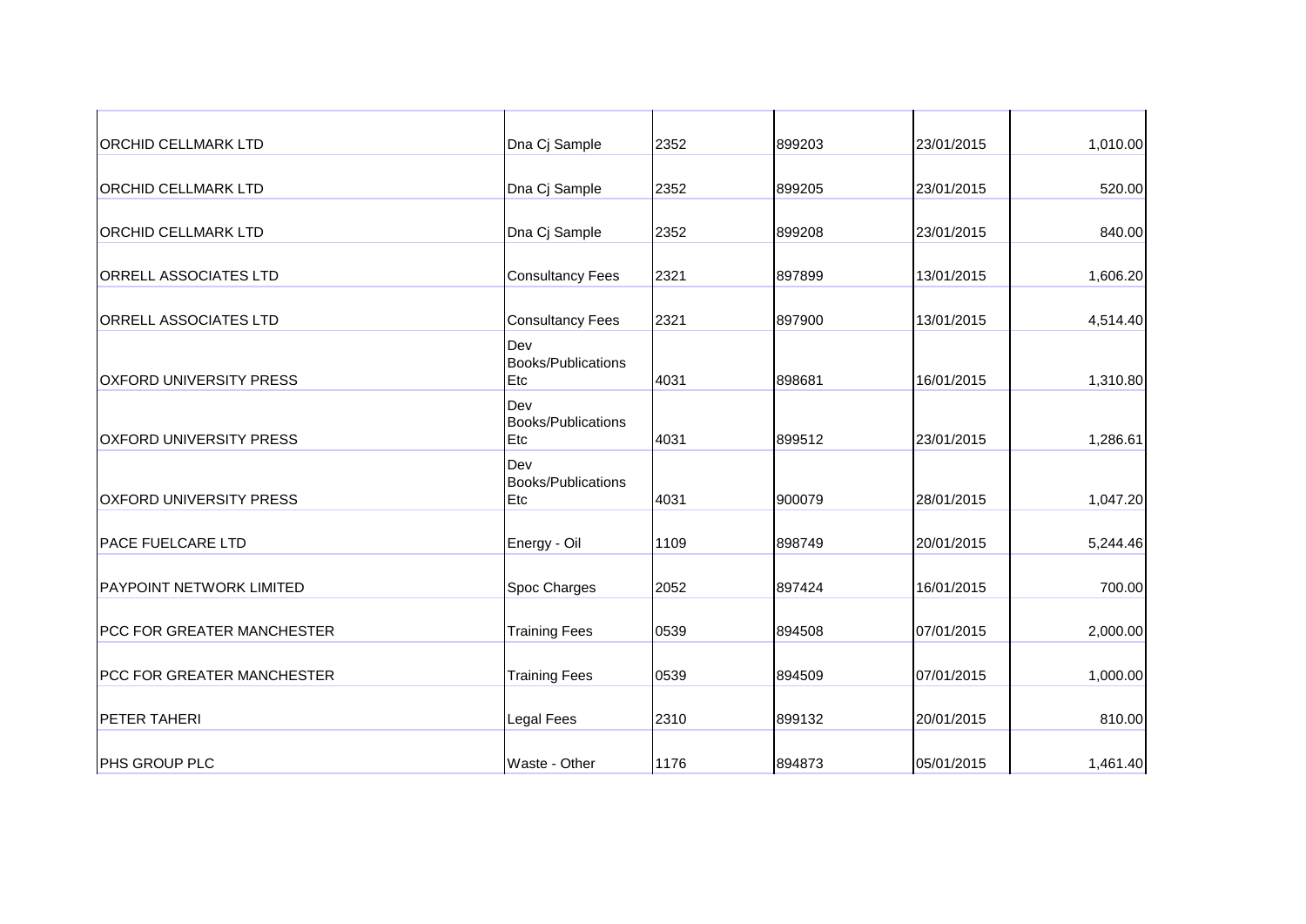| | | | | | |
|---|---|---|---|---|---|
| ORCHID CELLMARK LTD | Dna Cj Sample | 2352 | 899203 | 23/01/2015 | 1,010.00 |
| ORCHID CELLMARK LTD | Dna Cj Sample | 2352 | 899205 | 23/01/2015 | 520.00 |
| ORCHID CELLMARK LTD | Dna Cj Sample | 2352 | 899208 | 23/01/2015 | 840.00 |
| ORRELL ASSOCIATES LTD | Consultancy Fees | 2321 | 897899 | 13/01/2015 | 1,606.20 |
| ORRELL ASSOCIATES LTD | Consultancy Fees | 2321 | 897900 | 13/01/2015 | 4,514.40 |
| OXFORD UNIVERSITY PRESS | Dev Books/Publications Etc | 4031 | 898681 | 16/01/2015 | 1,310.80 |
| OXFORD UNIVERSITY PRESS | Dev Books/Publications Etc | 4031 | 899512 | 23/01/2015 | 1,286.61 |
| OXFORD UNIVERSITY PRESS | Dev Books/Publications Etc | 4031 | 900079 | 28/01/2015 | 1,047.20 |
| PACE FUELCARE LTD | Energy - Oil | 1109 | 898749 | 20/01/2015 | 5,244.46 |
| PAYPOINT NETWORK LIMITED | Spoc Charges | 2052 | 897424 | 16/01/2015 | 700.00 |
| PCC FOR GREATER MANCHESTER | Training Fees | 0539 | 894508 | 07/01/2015 | 2,000.00 |
| PCC FOR GREATER MANCHESTER | Training Fees | 0539 | 894509 | 07/01/2015 | 1,000.00 |
| PETER TAHERI | Legal Fees | 2310 | 899132 | 20/01/2015 | 810.00 |
| PHS GROUP PLC | Waste - Other | 1176 | 894873 | 05/01/2015 | 1,461.40 |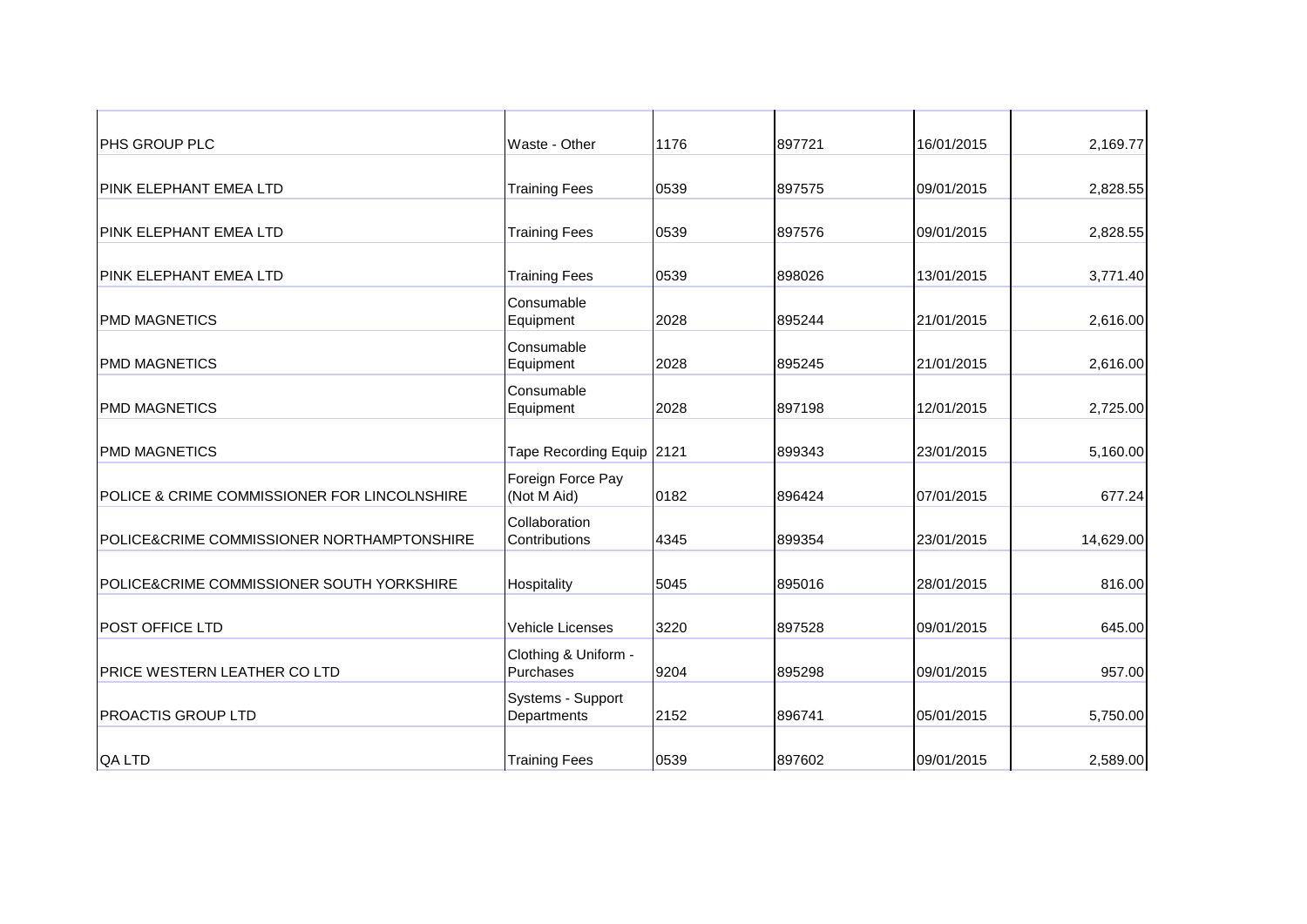| | | | | | |
|---|---|---|---|---|---|
| PHS GROUP PLC | Waste - Other | 1176 | 897721 | 16/01/2015 | 2,169.77 |
| PINK ELEPHANT EMEA LTD | Training Fees | 0539 | 897575 | 09/01/2015 | 2,828.55 |
| PINK ELEPHANT EMEA LTD | Training Fees | 0539 | 897576 | 09/01/2015 | 2,828.55 |
| PINK ELEPHANT EMEA LTD | Training Fees | 0539 | 898026 | 13/01/2015 | 3,771.40 |
| PMD MAGNETICS | Consumable Equipment | 2028 | 895244 | 21/01/2015 | 2,616.00 |
| PMD MAGNETICS | Consumable Equipment | 2028 | 895245 | 21/01/2015 | 2,616.00 |
| PMD MAGNETICS | Consumable Equipment | 2028 | 897198 | 12/01/2015 | 2,725.00 |
| PMD MAGNETICS | Tape Recording Equip | 2121 | 899343 | 23/01/2015 | 5,160.00 |
| POLICE & CRIME COMMISSIONER FOR LINCOLNSHIRE | Foreign Force Pay (Not M Aid) | 0182 | 896424 | 07/01/2015 | 677.24 |
| POLICE&CRIME COMMISSIONER NORTHAMPTONSHIRE | Collaboration Contributions | 4345 | 899354 | 23/01/2015 | 14,629.00 |
| POLICE&CRIME COMMISSIONER SOUTH YORKSHIRE | Hospitality | 5045 | 895016 | 28/01/2015 | 816.00 |
| POST OFFICE LTD | Vehicle Licenses | 3220 | 897528 | 09/01/2015 | 645.00 |
| PRICE WESTERN LEATHER CO LTD | Clothing & Uniform - Purchases | 9204 | 895298 | 09/01/2015 | 957.00 |
| PROACTIS GROUP LTD | Systems - Support Departments | 2152 | 896741 | 05/01/2015 | 5,750.00 |
| QA LTD | Training Fees | 0539 | 897602 | 09/01/2015 | 2,589.00 |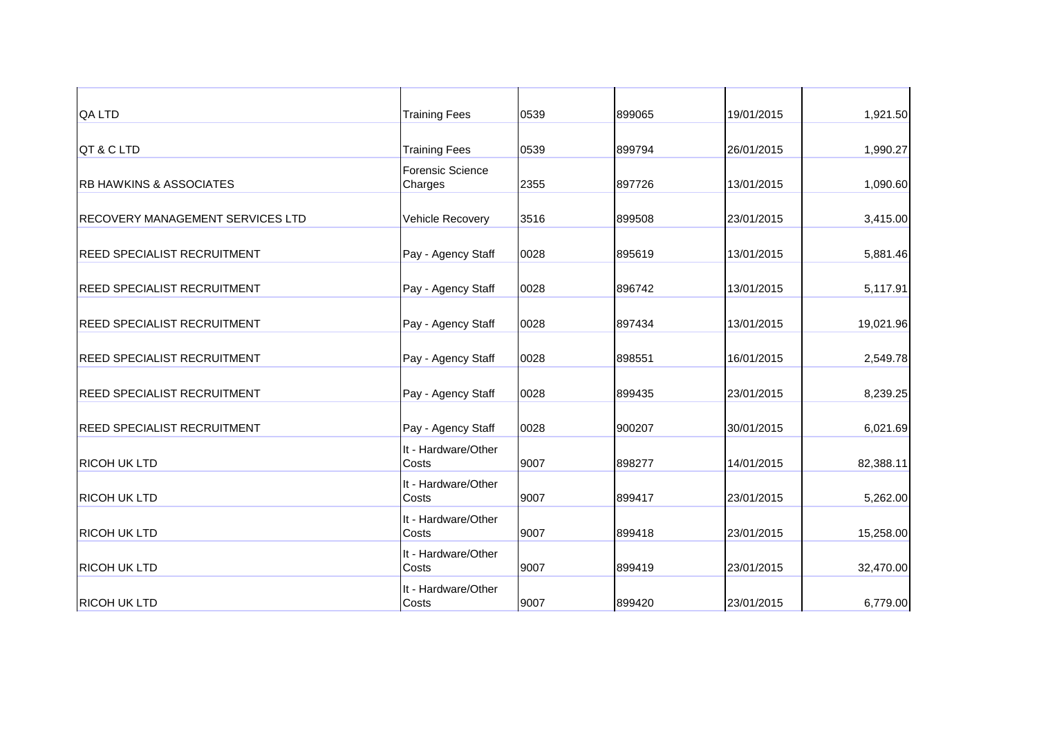| | | | | | |
|---|---|---|---|---|---|
| QA LTD | Training Fees | 0539 | 899065 | 19/01/2015 | 1,921.50 |
| QT & C LTD | Training Fees | 0539 | 899794 | 26/01/2015 | 1,990.27 |
| RB HAWKINS & ASSOCIATES | Forensic Science Charges | 2355 | 897726 | 13/01/2015 | 1,090.60 |
| RECOVERY MANAGEMENT SERVICES LTD | Vehicle Recovery | 3516 | 899508 | 23/01/2015 | 3,415.00 |
| REED SPECIALIST RECRUITMENT | Pay - Agency Staff | 0028 | 895619 | 13/01/2015 | 5,881.46 |
| REED SPECIALIST RECRUITMENT | Pay - Agency Staff | 0028 | 896742 | 13/01/2015 | 5,117.91 |
| REED SPECIALIST RECRUITMENT | Pay - Agency Staff | 0028 | 897434 | 13/01/2015 | 19,021.96 |
| REED SPECIALIST RECRUITMENT | Pay - Agency Staff | 0028 | 898551 | 16/01/2015 | 2,549.78 |
| REED SPECIALIST RECRUITMENT | Pay - Agency Staff | 0028 | 899435 | 23/01/2015 | 8,239.25 |
| REED SPECIALIST RECRUITMENT | Pay - Agency Staff | 0028 | 900207 | 30/01/2015 | 6,021.69 |
| RICOH UK LTD | It - Hardware/Other Costs | 9007 | 898277 | 14/01/2015 | 82,388.11 |
| RICOH UK LTD | It - Hardware/Other Costs | 9007 | 899417 | 23/01/2015 | 5,262.00 |
| RICOH UK LTD | It - Hardware/Other Costs | 9007 | 899418 | 23/01/2015 | 15,258.00 |
| RICOH UK LTD | It - Hardware/Other Costs | 9007 | 899419 | 23/01/2015 | 32,470.00 |
| RICOH UK LTD | It - Hardware/Other Costs | 9007 | 899420 | 23/01/2015 | 6,779.00 |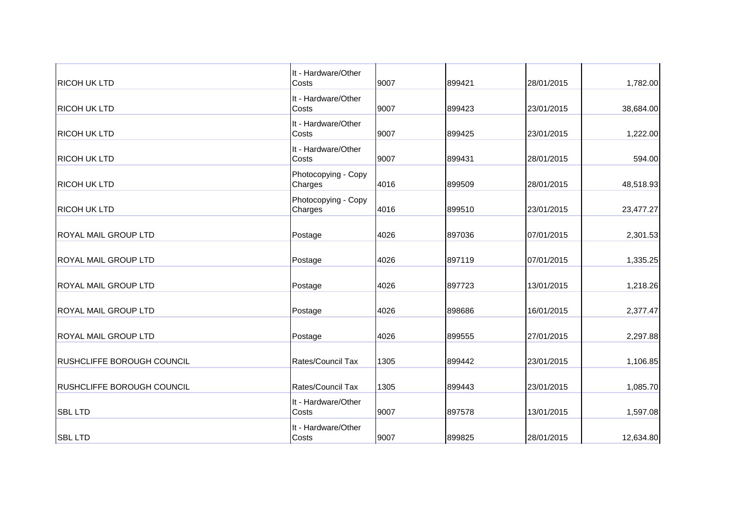| | | | | | |
|---|---|---|---|---|---|
| RICOH UK LTD | It - Hardware/Other Costs | 9007 | 899421 | 28/01/2015 | 1,782.00 |
| RICOH UK LTD | It - Hardware/Other Costs | 9007 | 899423 | 23/01/2015 | 38,684.00 |
| RICOH UK LTD | It - Hardware/Other Costs | 9007 | 899425 | 23/01/2015 | 1,222.00 |
| RICOH UK LTD | It - Hardware/Other Costs | 9007 | 899431 | 28/01/2015 | 594.00 |
| RICOH UK LTD | Photocopying - Copy Charges | 4016 | 899509 | 28/01/2015 | 48,518.93 |
| RICOH UK LTD | Photocopying - Copy Charges | 4016 | 899510 | 23/01/2015 | 23,477.27 |
| ROYAL MAIL GROUP LTD | Postage | 4026 | 897036 | 07/01/2015 | 2,301.53 |
| ROYAL MAIL GROUP LTD | Postage | 4026 | 897119 | 07/01/2015 | 1,335.25 |
| ROYAL MAIL GROUP LTD | Postage | 4026 | 897723 | 13/01/2015 | 1,218.26 |
| ROYAL MAIL GROUP LTD | Postage | 4026 | 898686 | 16/01/2015 | 2,377.47 |
| ROYAL MAIL GROUP LTD | Postage | 4026 | 899555 | 27/01/2015 | 2,297.88 |
| RUSHCLIFFE BOROUGH COUNCIL | Rates/Council Tax | 1305 | 899442 | 23/01/2015 | 1,106.85 |
| RUSHCLIFFE BOROUGH COUNCIL | Rates/Council Tax | 1305 | 899443 | 23/01/2015 | 1,085.70 |
| SBL LTD | It - Hardware/Other Costs | 9007 | 897578 | 13/01/2015 | 1,597.08 |
| SBL LTD | It - Hardware/Other Costs | 9007 | 899825 | 28/01/2015 | 12,634.80 |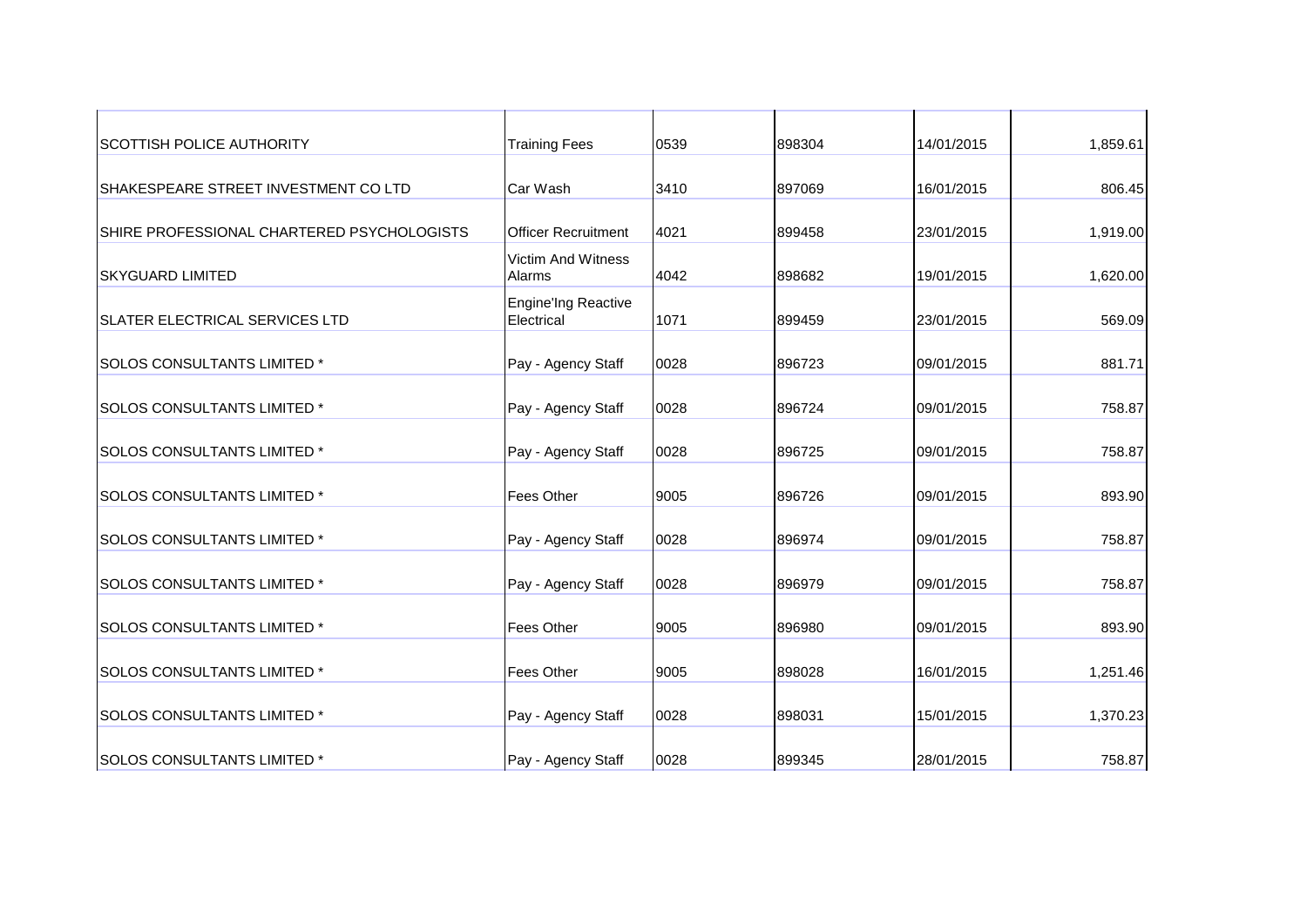| | | | | | |
|---|---|---|---|---|---|
| SCOTTISH POLICE AUTHORITY | Training Fees | 0539 | 898304 | 14/01/2015 | 1,859.61 |
| SHAKESPEARE STREET INVESTMENT CO LTD | Car Wash | 3410 | 897069 | 16/01/2015 | 806.45 |
| SHIRE PROFESSIONAL CHARTERED PSYCHOLOGISTS | Officer Recruitment | 4021 | 899458 | 23/01/2015 | 1,919.00 |
| SKYGUARD LIMITED | Victim And Witness Alarms | 4042 | 898682 | 19/01/2015 | 1,620.00 |
| SLATER ELECTRICAL SERVICES LTD | Engine'Ing Reactive Electrical | 1071 | 899459 | 23/01/2015 | 569.09 |
| SOLOS CONSULTANTS LIMITED * | Pay - Agency Staff | 0028 | 896723 | 09/01/2015 | 881.71 |
| SOLOS CONSULTANTS LIMITED * | Pay - Agency Staff | 0028 | 896724 | 09/01/2015 | 758.87 |
| SOLOS CONSULTANTS LIMITED * | Pay - Agency Staff | 0028 | 896725 | 09/01/2015 | 758.87 |
| SOLOS CONSULTANTS LIMITED * | Fees Other | 9005 | 896726 | 09/01/2015 | 893.90 |
| SOLOS CONSULTANTS LIMITED * | Pay - Agency Staff | 0028 | 896974 | 09/01/2015 | 758.87 |
| SOLOS CONSULTANTS LIMITED * | Pay - Agency Staff | 0028 | 896979 | 09/01/2015 | 758.87 |
| SOLOS CONSULTANTS LIMITED * | Fees Other | 9005 | 896980 | 09/01/2015 | 893.90 |
| SOLOS CONSULTANTS LIMITED * | Fees Other | 9005 | 898028 | 16/01/2015 | 1,251.46 |
| SOLOS CONSULTANTS LIMITED * | Pay - Agency Staff | 0028 | 898031 | 15/01/2015 | 1,370.23 |
| SOLOS CONSULTANTS LIMITED * | Pay - Agency Staff | 0028 | 899345 | 28/01/2015 | 758.87 |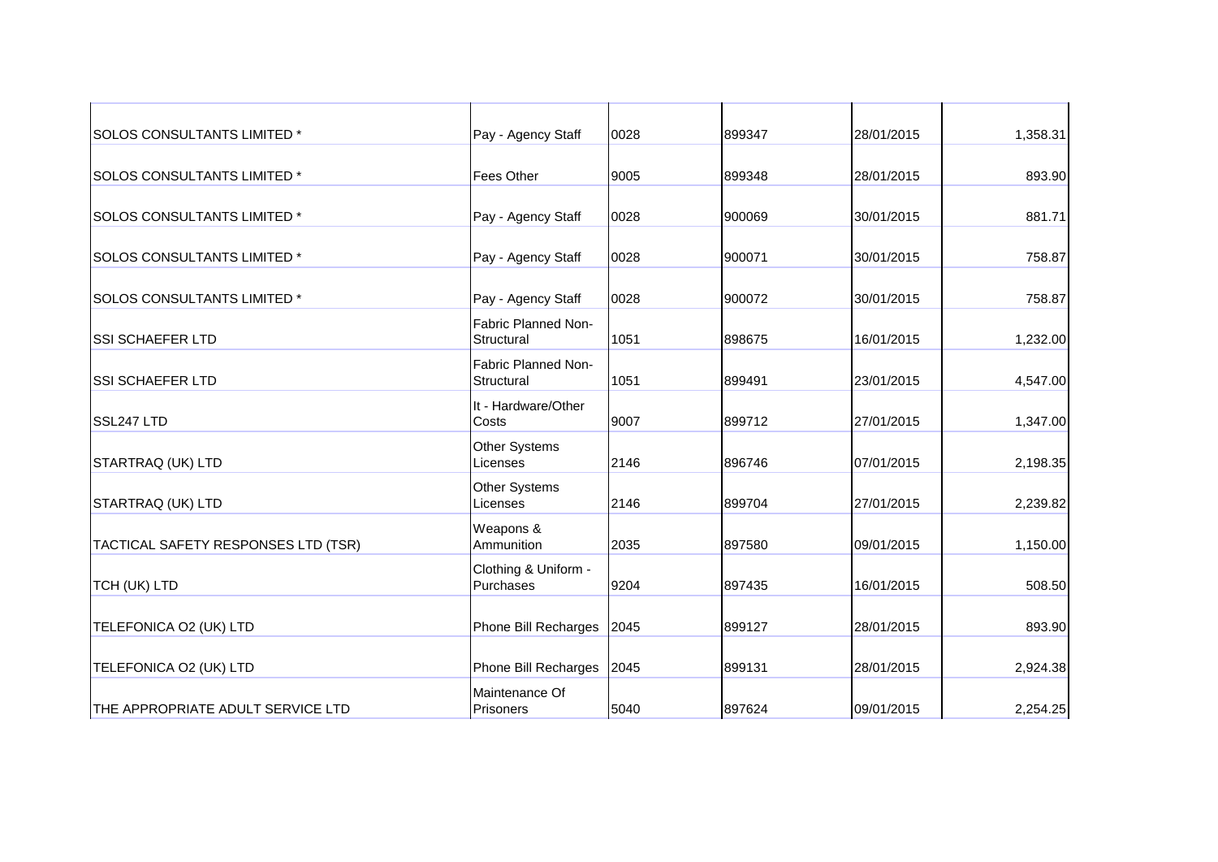| | | | | | |
|---|---|---|---|---|---|
| SOLOS CONSULTANTS LIMITED * | Pay - Agency Staff | 0028 | 899347 | 28/01/2015 | 1,358.31 |
| SOLOS CONSULTANTS LIMITED * | Fees Other | 9005 | 899348 | 28/01/2015 | 893.90 |
| SOLOS CONSULTANTS LIMITED * | Pay - Agency Staff | 0028 | 900069 | 30/01/2015 | 881.71 |
| SOLOS CONSULTANTS LIMITED * | Pay - Agency Staff | 0028 | 900071 | 30/01/2015 | 758.87 |
| SOLOS CONSULTANTS LIMITED * | Pay - Agency Staff | 0028 | 900072 | 30/01/2015 | 758.87 |
| SSI SCHAEFER LTD | Fabric Planned Non-Structural | 1051 | 898675 | 16/01/2015 | 1,232.00 |
| SSI SCHAEFER LTD | Fabric Planned Non-Structural | 1051 | 899491 | 23/01/2015 | 4,547.00 |
| SSL247 LTD | It - Hardware/Other Costs | 9007 | 899712 | 27/01/2015 | 1,347.00 |
| STARTRAQ (UK) LTD | Other Systems Licenses | 2146 | 896746 | 07/01/2015 | 2,198.35 |
| STARTRAQ (UK) LTD | Other Systems Licenses | 2146 | 899704 | 27/01/2015 | 2,239.82 |
| TACTICAL SAFETY RESPONSES LTD (TSR) | Weapons & Ammunition | 2035 | 897580 | 09/01/2015 | 1,150.00 |
| TCH (UK) LTD | Clothing & Uniform - Purchases | 9204 | 897435 | 16/01/2015 | 508.50 |
| TELEFONICA O2 (UK) LTD | Phone Bill Recharges | 2045 | 899127 | 28/01/2015 | 893.90 |
| TELEFONICA O2 (UK) LTD | Phone Bill Recharges | 2045 | 899131 | 28/01/2015 | 2,924.38 |
| THE APPROPRIATE ADULT SERVICE LTD | Maintenance Of Prisoners | 5040 | 897624 | 09/01/2015 | 2,254.25 |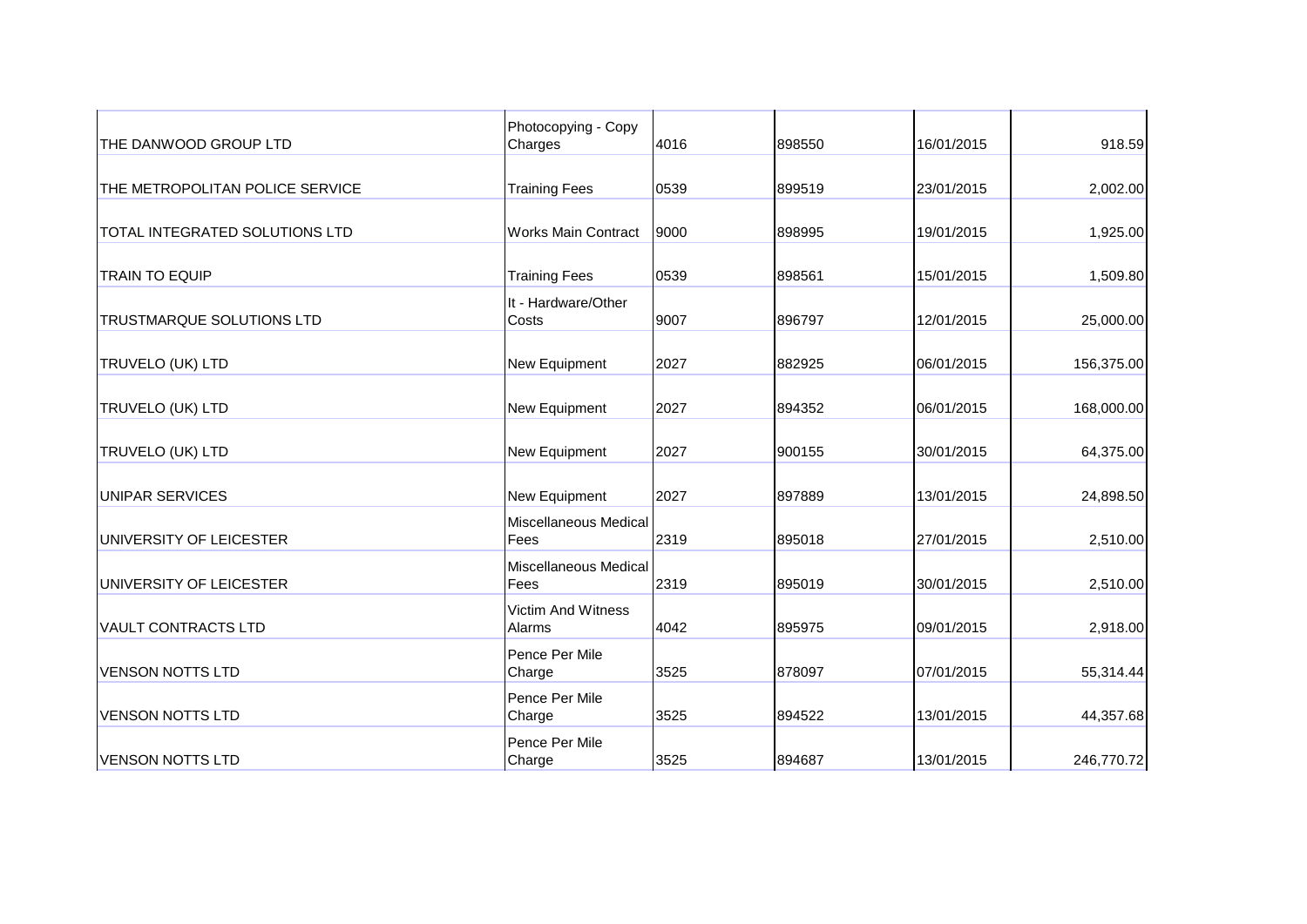| | | | | | |
|---|---|---|---|---|---|
| THE DANWOOD GROUP LTD | Photocopying - Copy Charges | 4016 | 898550 | 16/01/2015 | 918.59 |
| THE METROPOLITAN POLICE SERVICE | Training Fees | 0539 | 899519 | 23/01/2015 | 2,002.00 |
| TOTAL INTEGRATED SOLUTIONS LTD | Works Main Contract | 9000 | 898995 | 19/01/2015 | 1,925.00 |
| TRAIN TO EQUIP | Training Fees | 0539 | 898561 | 15/01/2015 | 1,509.80 |
| TRUSTMARQUE SOLUTIONS LTD | It - Hardware/Other Costs | 9007 | 896797 | 12/01/2015 | 25,000.00 |
| TRUVELO (UK) LTD | New Equipment | 2027 | 882925 | 06/01/2015 | 156,375.00 |
| TRUVELO (UK) LTD | New Equipment | 2027 | 894352 | 06/01/2015 | 168,000.00 |
| TRUVELO (UK) LTD | New Equipment | 2027 | 900155 | 30/01/2015 | 64,375.00 |
| UNIPAR SERVICES | New Equipment | 2027 | 897889 | 13/01/2015 | 24,898.50 |
| UNIVERSITY OF LEICESTER | Miscellaneous Medical Fees | 2319 | 895018 | 27/01/2015 | 2,510.00 |
| UNIVERSITY OF LEICESTER | Miscellaneous Medical Fees | 2319 | 895019 | 30/01/2015 | 2,510.00 |
| VAULT CONTRACTS LTD | Victim And Witness Alarms | 4042 | 895975 | 09/01/2015 | 2,918.00 |
| VENSON NOTTS LTD | Pence Per Mile Charge | 3525 | 878097 | 07/01/2015 | 55,314.44 |
| VENSON NOTTS LTD | Pence Per Mile Charge | 3525 | 894522 | 13/01/2015 | 44,357.68 |
| VENSON NOTTS LTD | Pence Per Mile Charge | 3525 | 894687 | 13/01/2015 | 246,770.72 |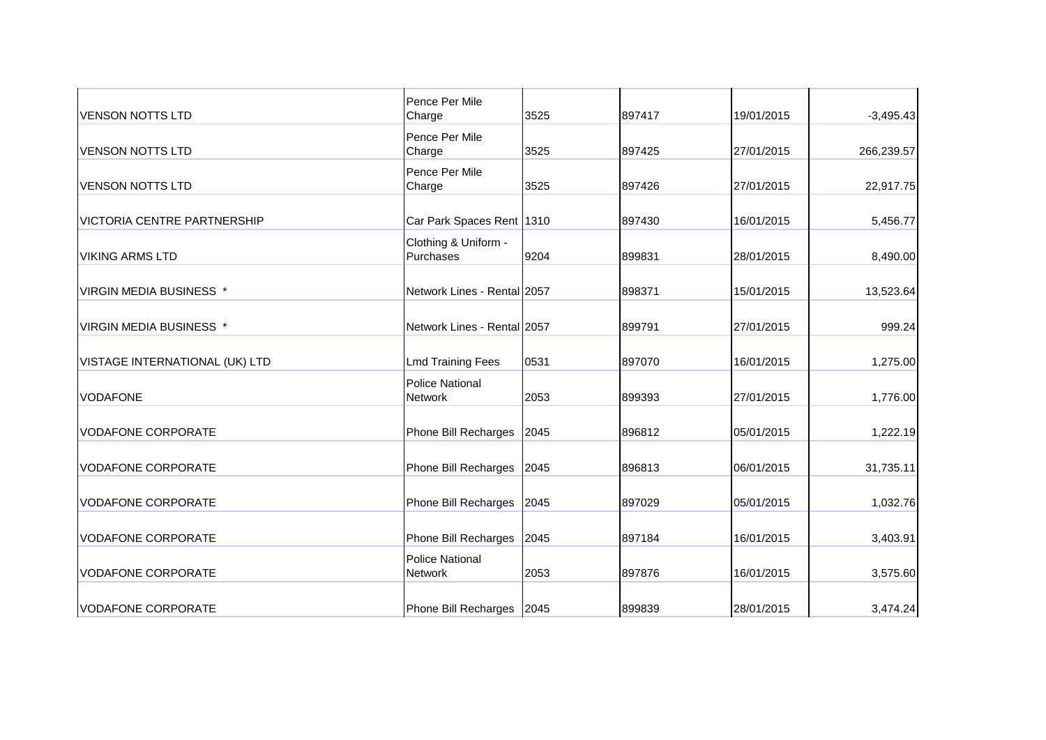| | | | | | |
|---|---|---|---|---|---|
| VENSON NOTTS LTD | Pence Per Mile Charge | 3525 | 897417 | 19/01/2015 | -3,495.43 |
| VENSON NOTTS LTD | Pence Per Mile Charge | 3525 | 897425 | 27/01/2015 | 266,239.57 |
| VENSON NOTTS LTD | Pence Per Mile Charge | 3525 | 897426 | 27/01/2015 | 22,917.75 |
| VICTORIA CENTRE PARTNERSHIP | Car Park Spaces Rent | 1310 | 897430 | 16/01/2015 | 5,456.77 |
| VIKING ARMS LTD | Clothing & Uniform - Purchases | 9204 | 899831 | 28/01/2015 | 8,490.00 |
| VIRGIN MEDIA BUSINESS * | Network Lines - Rental | 2057 | 898371 | 15/01/2015 | 13,523.64 |
| VIRGIN MEDIA BUSINESS * | Network Lines - Rental | 2057 | 899791 | 27/01/2015 | 999.24 |
| VISTAGE INTERNATIONAL (UK) LTD | Lmd Training Fees | 0531 | 897070 | 16/01/2015 | 1,275.00 |
| VODAFONE | Police National Network | 2053 | 899393 | 27/01/2015 | 1,776.00 |
| VODAFONE CORPORATE | Phone Bill Recharges | 2045 | 896812 | 05/01/2015 | 1,222.19 |
| VODAFONE CORPORATE | Phone Bill Recharges | 2045 | 896813 | 06/01/2015 | 31,735.11 |
| VODAFONE CORPORATE | Phone Bill Recharges | 2045 | 897029 | 05/01/2015 | 1,032.76 |
| VODAFONE CORPORATE | Phone Bill Recharges | 2045 | 897184 | 16/01/2015 | 3,403.91 |
| VODAFONE CORPORATE | Police National Network | 2053 | 897876 | 16/01/2015 | 3,575.60 |
| VODAFONE CORPORATE | Phone Bill Recharges | 2045 | 899839 | 28/01/2015 | 3,474.24 |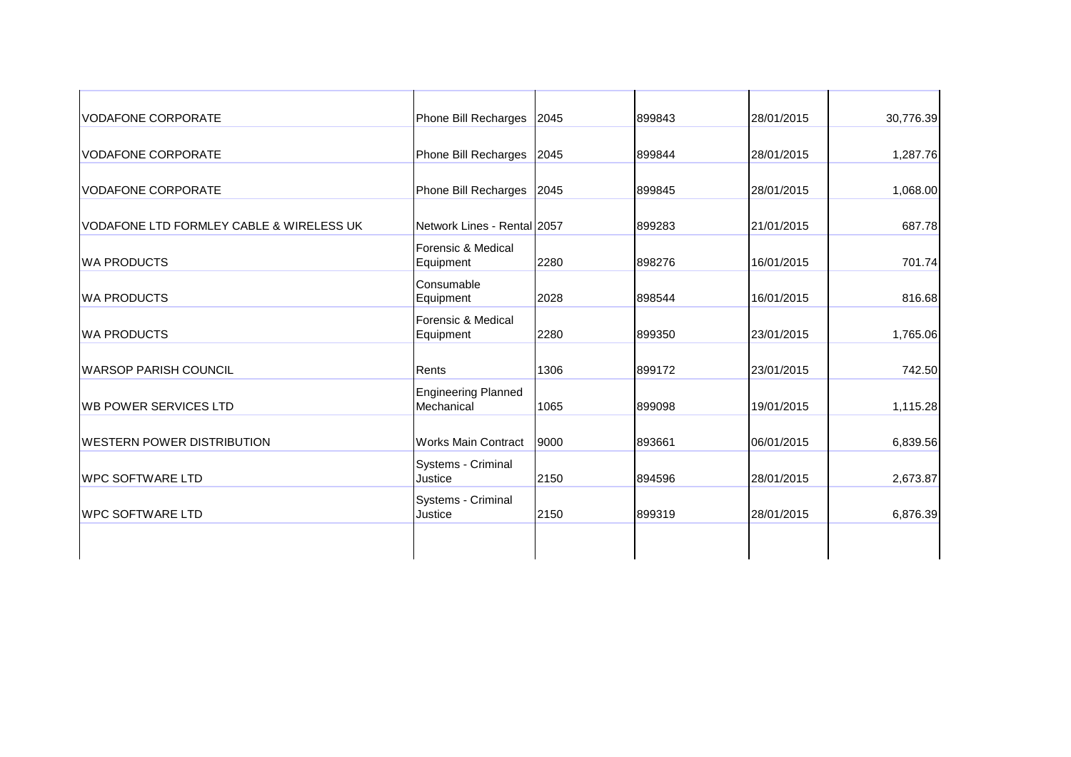| | | | | | |
|---|---|---|---|---|---|
| VODAFONE CORPORATE | Phone Bill Recharges | 2045 | 899843 | 28/01/2015 | 30,776.39 |
| VODAFONE CORPORATE | Phone Bill Recharges | 2045 | 899844 | 28/01/2015 | 1,287.76 |
| VODAFONE CORPORATE | Phone Bill Recharges | 2045 | 899845 | 28/01/2015 | 1,068.00 |
| VODAFONE LTD FORMLEY CABLE & WIRELESS UK | Network Lines - Rental | 2057 | 899283 | 21/01/2015 | 687.78 |
| WA PRODUCTS | Forensic & Medical Equipment | 2280 | 898276 | 16/01/2015 | 701.74 |
| WA PRODUCTS | Consumable Equipment | 2028 | 898544 | 16/01/2015 | 816.68 |
| WA PRODUCTS | Forensic & Medical Equipment | 2280 | 899350 | 23/01/2015 | 1,765.06 |
| WARSOP PARISH COUNCIL | Rents | 1306 | 899172 | 23/01/2015 | 742.50 |
| WB POWER SERVICES LTD | Engineering Planned Mechanical | 1065 | 899098 | 19/01/2015 | 1,115.28 |
| WESTERN POWER DISTRIBUTION | Works Main Contract | 9000 | 893661 | 06/01/2015 | 6,839.56 |
| WPC SOFTWARE LTD | Systems - Criminal Justice | 2150 | 894596 | 28/01/2015 | 2,673.87 |
| WPC SOFTWARE LTD | Systems - Criminal Justice | 2150 | 899319 | 28/01/2015 | 6,876.39 |